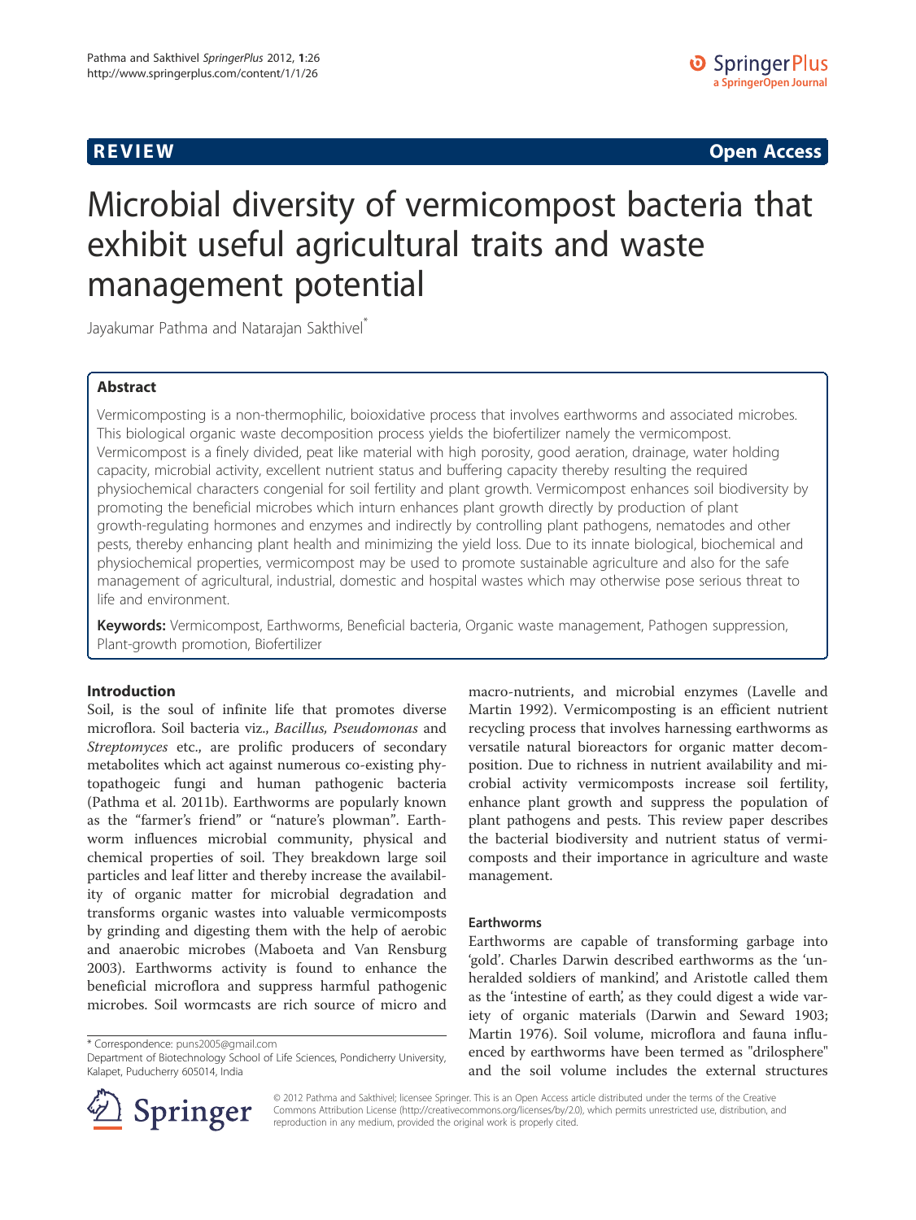**REVIEW** **Open Access**

# Microbial diversity of vermicompost bacteria that exhibit useful agricultural traits and waste management potential

Jayakumar Pathma and Natarajan Sakthivel*

## Abstract

Vermicomposting is a non-thermophilic, boioxidative process that involves earthworms and associated microbes. This biological organic waste decomposition process yields the biofertilizer namely the vermicompost. Vermicompost is a finely divided, peat like material with high porosity, good aeration, drainage, water holding capacity, microbial activity, excellent nutrient status and buffering capacity thereby resulting the required physiochemical characters congenial for soil fertility and plant growth. Vermicompost enhances soil biodiversity by promoting the beneficial microbes which inturn enhances plant growth directly by production of plant growth-regulating hormones and enzymes and indirectly by controlling plant pathogens, nematodes and other pests, thereby enhancing plant health and minimizing the yield loss. Due to its innate biological, biochemical and physiochemical properties, vermicompost may be used to promote sustainable agriculture and also for the safe management of agricultural, industrial, domestic and hospital wastes which may otherwise pose serious threat to life and environment.

**Keywords:** Vermicompost, Earthworms, Beneficial bacteria, Organic waste management, Pathogen suppression, Plant-growth promotion, Biofertilizer

## Introduction

Soil, is the soul of infinite life that promotes diverse microflora. Soil bacteria viz., *Bacillus, Pseudomonas* and *Streptomyces* etc., are prolific producers of secondary metabolites which act against numerous co-existing phytopathogeic fungi and human pathogenic bacteria (Pathma et al. 2011b). Earthworms are popularly known as the "farmer's friend" or "nature's plowman". Earthworm influences microbial community, physical and chemical properties of soil. They breakdown large soil particles and leaf litter and thereby increase the availability of organic matter for microbial degradation and transforms organic wastes into valuable vermicomposts by grinding and digesting them with the help of aerobic and anaerobic microbes (Maboeta and Van Rensburg 2003). Earthworms activity is found to enhance the beneficial microflora and suppress harmful pathogenic microbes. Soil wormcasts are rich source of micro and macro-nutrients, and microbial enzymes (Lavelle and Martin 1992). Vermicomposting is an efficient nutrient recycling process that involves harnessing earthworms as versatile natural bioreactors for organic matter decomposition. Due to richness in nutrient availability and microbial activity vermicomposts increase soil fertility, enhance plant growth and suppress the population of plant pathogens and pests. This review paper describes the bacterial biodiversity and nutrient status of vermicomposts and their importance in agriculture and waste management.

### Earthworms

Earthworms are capable of transforming garbage into 'gold'. Charles Darwin described earthworms as the 'unheralded soldiers of mankind', and Aristotle called them as the 'intestine of earth', as they could digest a wide variety of organic materials (Darwin and Seward 1903; Martin 1976). Soil volume, microflora and fauna influenced by earthworms have been termed as "drilosphere" and the soil volume includes the external structures

\* Correspondence: puns2005@gmail.com
Department of Biotechnology School of Life Sciences, Pondicherry University, Kalapet, Puducherry 605014, India

© 2012 Pathma and Sakthivel; licensee Springer. This is an Open Access article distributed under the terms of the Creative Commons Attribution License (http://creativecommons.org/licenses/by/2.0), which permits unrestricted use, distribution, and reproduction in any medium, provided the original work is properly cited.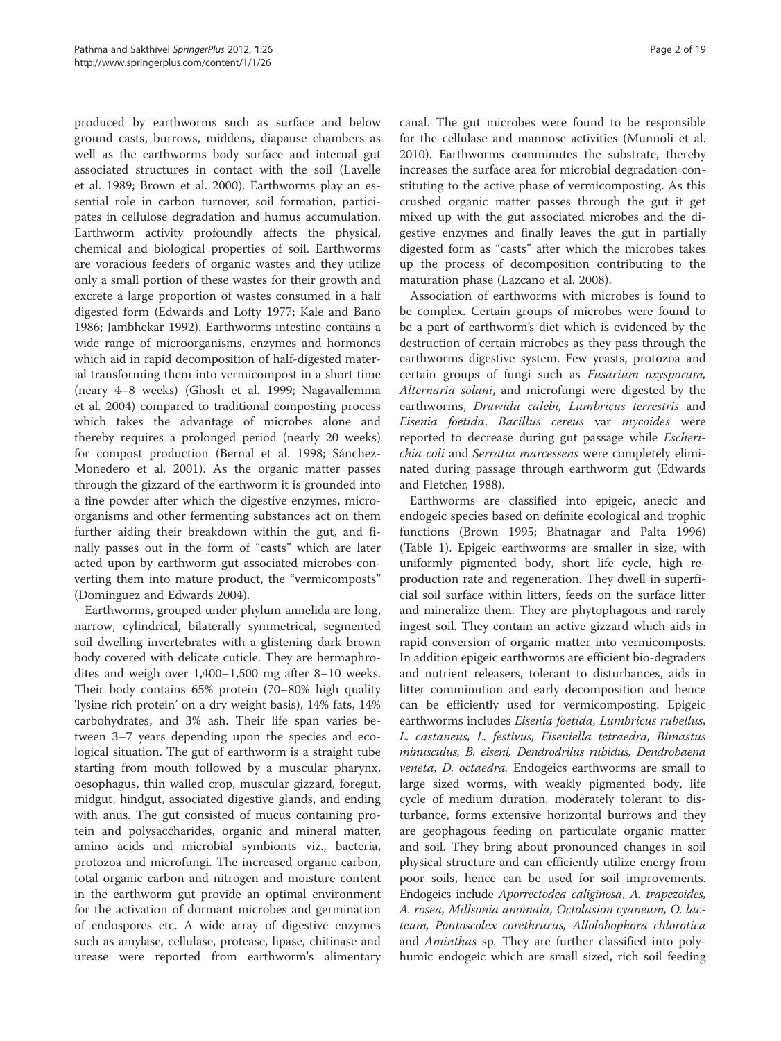produced by earthworms such as surface and below ground casts, burrows, middens, diapause chambers as well as the earthworms body surface and internal gut associated structures in contact with the soil (Lavelle et al. 1989; Brown et al. 2000). Earthworms play an essential role in carbon turnover, soil formation, participates in cellulose degradation and humus accumulation. Earthworm activity profoundly affects the physical, chemical and biological properties of soil. Earthworms are voracious feeders of organic wastes and they utilize only a small portion of these wastes for their growth and excrete a large proportion of wastes consumed in a half digested form (Edwards and Lofty 1977; Kale and Bano 1986; Jambhekar 1992). Earthworms intestine contains a wide range of microorganisms, enzymes and hormones which aid in rapid decomposition of half-digested material transforming them into vermicompost in a short time (neary 4–8 weeks) (Ghosh et al. 1999; Nagavallemma et al. 2004) compared to traditional composting process which takes the advantage of microbes alone and thereby requires a prolonged period (nearly 20 weeks) for compost production (Bernal et al. 1998; Sánchez-Monedero et al. 2001). As the organic matter passes through the gizzard of the earthworm it is grounded into a fine powder after which the digestive enzymes, microorganisms and other fermenting substances act on them further aiding their breakdown within the gut, and finally passes out in the form of "casts" which are later acted upon by earthworm gut associated microbes converting them into mature product, the "vermicomposts" (Dominguez and Edwards 2004).

Earthworms, grouped under phylum annelida are long, narrow, cylindrical, bilaterally symmetrical, segmented soil dwelling invertebrates with a glistening dark brown body covered with delicate cuticle. They are hermaphrodites and weigh over 1,400–1,500 mg after 8–10 weeks. Their body contains 65% protein (70–80% high quality 'lysine rich protein' on a dry weight basis), 14% fats, 14% carbohydrates, and 3% ash. Their life span varies between 3–7 years depending upon the species and ecological situation. The gut of earthworm is a straight tube starting from mouth followed by a muscular pharynx, oesophagus, thin walled crop, muscular gizzard, foregut, midgut, hindgut, associated digestive glands, and ending with anus. The gut consisted of mucus containing protein and polysaccharides, organic and mineral matter, amino acids and microbial symbionts viz., bacteria, protozoa and microfungi. The increased organic carbon, total organic carbon and nitrogen and moisture content in the earthworm gut provide an optimal environment for the activation of dormant microbes and germination of endospores etc. A wide array of digestive enzymes such as amylase, cellulase, protease, lipase, chitinase and urease were reported from earthworm's alimentary canal. The gut microbes were found to be responsible for the cellulase and mannose activities (Munnoli et al. 2010). Earthworms comminutes the substrate, thereby increases the surface area for microbial degradation constituting to the active phase of vermicomposting. As this crushed organic matter passes through the gut it get mixed up with the gut associated microbes and the digestive enzymes and finally leaves the gut in partially digested form as "casts" after which the microbes takes up the process of decomposition contributing to the maturation phase (Lazcano et al. 2008).

Association of earthworms with microbes is found to be complex. Certain groups of microbes were found to be a part of earthworm's diet which is evidenced by the destruction of certain microbes as they pass through the earthworms digestive system. Few yeasts, protozoa and certain groups of fungi such as *Fusarium oxysporum, Alternaria solani*, and microfungi were digested by the earthworms, *Drawida calebi, Lumbricus terrestris* and *Eisenia foetida*. *Bacillus cereus* var *mycoides* were reported to decrease during gut passage while *Escherichia coli* and *Serratia marcessens* were completely eliminated during passage through earthworm gut (Edwards and Fletcher, 1988).

Earthworms are classified into epigeic, anecic and endogeic species based on definite ecological and trophic functions (Brown 1995; Bhatnagar and Palta 1996) (Table 1). Epigeic earthworms are smaller in size, with uniformly pigmented body, short life cycle, high reproduction rate and regeneration. They dwell in superficial soil surface within litters, feeds on the surface litter and mineralize them. They are phytophagous and rarely ingest soil. They contain an active gizzard which aids in rapid conversion of organic matter into vermicomposts. In addition epigeic earthworms are efficient bio-degraders and nutrient releasers, tolerant to disturbances, aids in litter comminution and early decomposition and hence can be efficiently used for vermicomposting. Epigeic earthworms includes *Eisenia foetida, Lumbricus rubellus, L. castaneus, L. festivus, Eiseniella tetraedra, Bimastus minusculus, B. eiseni, Dendrodrilus rubidus, Dendrobaena veneta, D. octaedra.* Endogeics earthworms are small to large sized worms, with weakly pigmented body, life cycle of medium duration, moderately tolerant to disturbance, forms extensive horizontal burrows and they are geophagous feeding on particulate organic matter and soil. They bring about pronounced changes in soil physical structure and can efficiently utilize energy from poor soils, hence can be used for soil improvements. Endogeics include *Aporrectodea caliginosa*, *A. trapezoides, A. rosea, Millsonia anomala, Octolasion cyaneum, O. lacteum, Pontoscolex corethrurus, Allolobophora chlorotica* and *Aminthas* sp. They are further classified into polyhumic endogeic which are small sized, rich soil feeding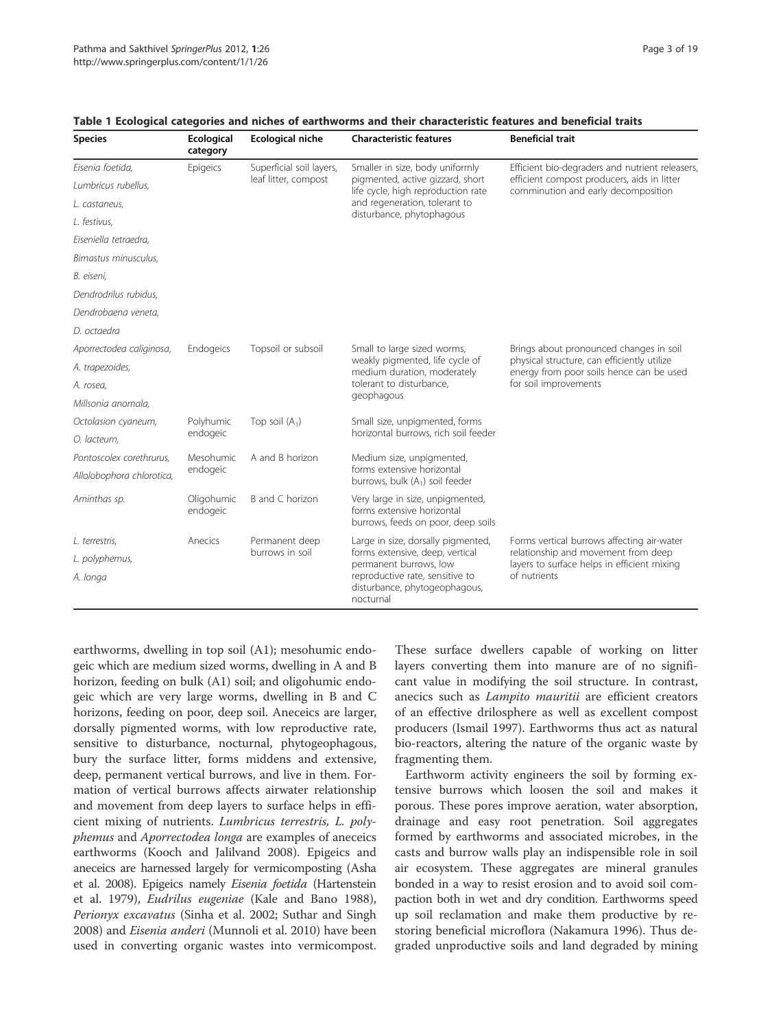**Table 1 Ecological categories and niches of earthworms and their characteristic features and beneficial traits**

| Species | Ecological category | Ecological niche | Characteristic features | Beneficial trait |
|---|---|---|---|---|
| *Eisenia foetida*, *Lumbricus rubellus*, *L. castaneus*, *L. festivus*, *Eiseniella tetraedra*, *Bimastus minusculus*, *B. eiseni*, *Dendrodrilus rubidus*, *Dendrobaena veneta*, *D. octaedra* | Epigeics | Superficial soil layers, leaf litter, compost | Smaller in size, body uniformly pigmented, active gizzard, short life cycle, high reproduction rate and regeneration, tolerant to disturbance, phytophagous | Efficient bio-degraders and nutrient releasers, efficient compost producers, aids in litter comminution and early decomposition |
| *Aporrectodea caliginosa*, *A. trapezoides*, *A. rosea*, *Millsonia anomala*, | Endogeics | Topsoil or subsoil | Small to large sized worms, weakly pigmented, life cycle of medium duration, moderately tolerant to disturbance, geophagous | Brings about pronounced changes in soil physical structure, can efficiently utilize energy from poor soils hence can be used for soil improvements |
| *Octolasion cyaneum*, *O. lacteum*, | Polyhumic endogeic | Top soil ($A_1$) | Small size, unpigmented, forms horizontal burrows, rich soil feeder | |
| *Pontoscolex corethrurus*, *Allolobophora chlorotica*, | Mesohumic endogeic | A and B horizon | Medium size, unpigmented, forms extensive horizontal burrows, bulk ($A_1$) soil feeder | |
| *Aminthas sp.* | Oligohumic endogeic | B and C horizon | Very large in size, unpigmented, forms extensive horizontal burrows, feeds on poor, deep soils | |
| *L. terrestris*, *L. polyphemus*, *A. longa* | Anecics | Permanent deep burrows in soil | Large in size, dorsally pigmented, forms extensive, deep, vertical permanent burrows, low reproductive rate, sensitive to disturbance, phytogeophagous, nocturnal | Forms vertical burrows affecting air-water relationship and movement from deep layers to surface helps in efficient mixing of nutrients |

earthworms, dwelling in top soil (A1); mesohumic endogeic which are medium sized worms, dwelling in A and B horizon, feeding on bulk (A1) soil; and oligohumic endogeic which are very large worms, dwelling in B and C horizons, feeding on poor, deep soil. Aneceics are larger, dorsally pigmented worms, with low reproductive rate, sensitive to disturbance, nocturnal, phytogeophagous, bury the surface litter, forms middens and extensive, deep, permanent vertical burrows, and live in them. Formation of vertical burrows affects airwater relationship and movement from deep layers to surface helps in efficient mixing of nutrients. *Lumbricus terrestris*, *L. polyphemus* and *Aporrectodea longa* are examples of aneceics earthworms (Kooch and Jalilvand 2008). Epigeics and aneceics are harnessed largely for vermicomposting (Asha et al. 2008). Epigeics namely *Eisenia foetida* (Hartenstein et al. 1979), *Eudrilus eugeniae* (Kale and Bano 1988), *Perionyx excavatus* (Sinha et al. 2002; Suthar and Singh 2008) and *Eisenia anderi* (Munnoli et al. 2010) have been used in converting organic wastes into vermicompost. These surface dwellers capable of working on litter layers converting them into manure are of no significant value in modifying the soil structure. In contrast, anecics such as *Lampito mauritii* are efficient creators of an effective drilosphere as well as excellent compost producers (Ismail 1997). Earthworms thus act as natural bio-reactors, altering the nature of the organic waste by fragmenting them.

Earthworm activity engineers the soil by forming extensive burrows which loosen the soil and makes it porous. These pores improve aeration, water absorption, drainage and easy root penetration. Soil aggregates formed by earthworms and associated microbes, in the casts and burrow walls play an indispensible role in soil air ecosystem. These aggregates are mineral granules bonded in a way to resist erosion and to avoid soil compaction both in wet and dry condition. Earthworms speed up soil reclamation and make them productive by restoring beneficial microflora (Nakamura 1996). Thus degraded unproductive soils and land degraded by mining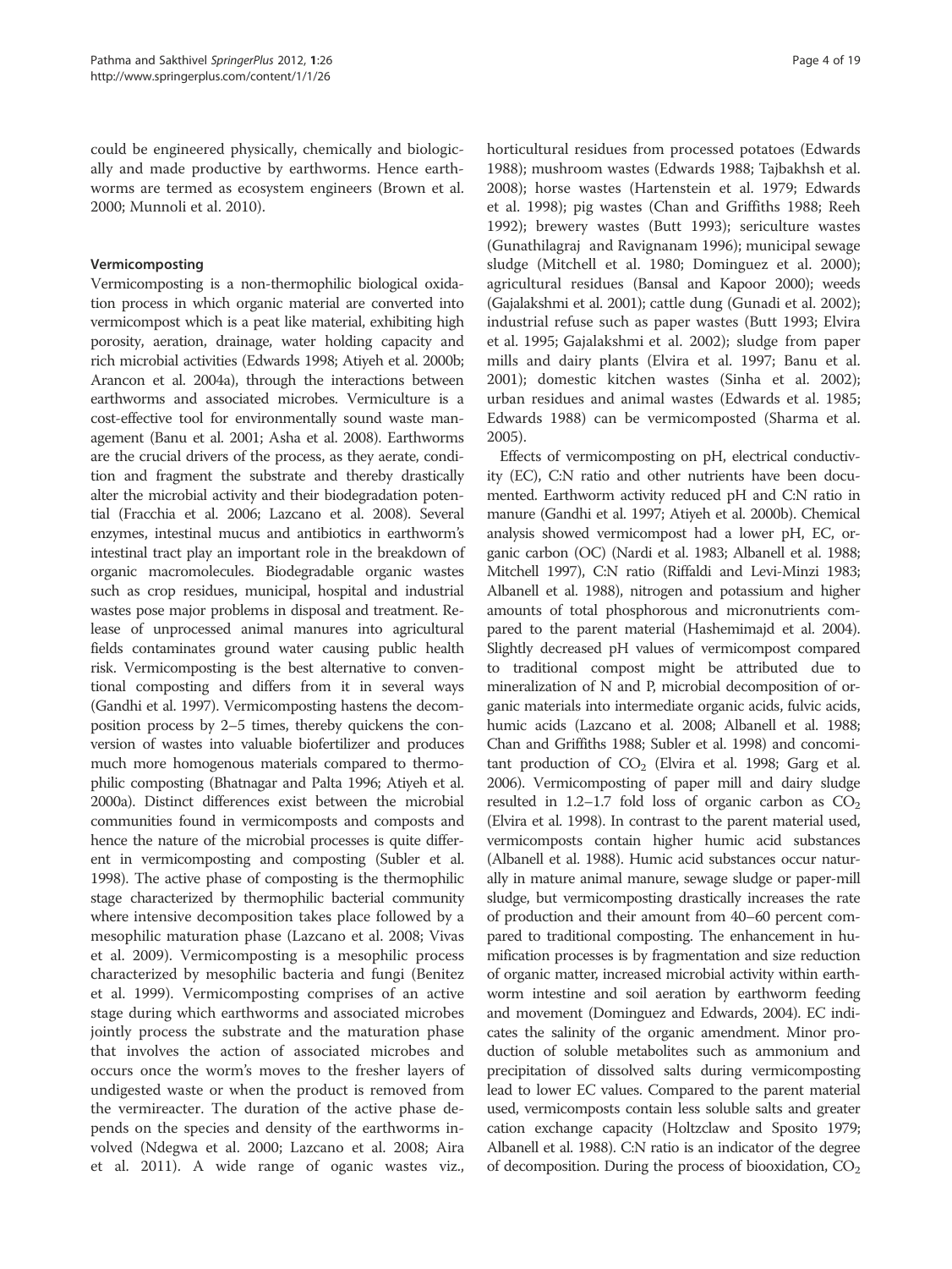could be engineered physically, chemically and biologically and made productive by earthworms. Hence earthworms are termed as ecosystem engineers (Brown et al. 2000; Munnoli et al. 2010).

### Vermicomposting

Vermicomposting is a non-thermophilic biological oxidation process in which organic material are converted into vermicompost which is a peat like material, exhibiting high porosity, aeration, drainage, water holding capacity and rich microbial activities (Edwards 1998; Atiyeh et al. 2000b; Arancon et al. 2004a), through the interactions between earthworms and associated microbes. Vermiculture is a cost-effective tool for environmentally sound waste management (Banu et al. 2001; Asha et al. 2008). Earthworms are the crucial drivers of the process, as they aerate, condition and fragment the substrate and thereby drastically alter the microbial activity and their biodegradation potential (Fracchia et al. 2006; Lazcano et al. 2008). Several enzymes, intestinal mucus and antibiotics in earthworm's intestinal tract play an important role in the breakdown of organic macromolecules. Biodegradable organic wastes such as crop residues, municipal, hospital and industrial wastes pose major problems in disposal and treatment. Release of unprocessed animal manures into agricultural fields contaminates ground water causing public health risk. Vermicomposting is the best alternative to conventional composting and differs from it in several ways (Gandhi et al. 1997). Vermicomposting hastens the decomposition process by 2–5 times, thereby quickens the conversion of wastes into valuable biofertilizer and produces much more homogenous materials compared to thermophilic composting (Bhatnagar and Palta 1996; Atiyeh et al. 2000a). Distinct differences exist between the microbial communities found in vermicomposts and composts and hence the nature of the microbial processes is quite different in vermicomposting and composting (Subler et al. 1998). The active phase of composting is the thermophilic stage characterized by thermophilic bacterial community where intensive decomposition takes place followed by a mesophilic maturation phase (Lazcano et al. 2008; Vivas et al. 2009). Vermicomposting is a mesophilic process characterized by mesophilic bacteria and fungi (Benitez et al. 1999). Vermicomposting comprises of an active stage during which earthworms and associated microbes jointly process the substrate and the maturation phase that involves the action of associated microbes and occurs once the worm's moves to the fresher layers of undigested waste or when the product is removed from the vermireacter. The duration of the active phase depends on the species and density of the earthworms involved (Ndegwa et al. 2000; Lazcano et al. 2008; Aira et al. 2011). A wide range of oganic wastes viz., horticultural residues from processed potatoes (Edwards 1988); mushroom wastes (Edwards 1988; Tajbakhsh et al. 2008); horse wastes (Hartenstein et al. 1979; Edwards et al. 1998); pig wastes (Chan and Griffiths 1988; Reeh 1992); brewery wastes (Butt 1993); sericulture wastes (Gunathilagraj and Ravignanam 1996); municipal sewage sludge (Mitchell et al. 1980; Dominguez et al. 2000); agricultural residues (Bansal and Kapoor 2000); weeds (Gajalakshmi et al. 2001); cattle dung (Gunadi et al. 2002); industrial refuse such as paper wastes (Butt 1993; Elvira et al. 1995; Gajalakshmi et al. 2002); sludge from paper mills and dairy plants (Elvira et al. 1997; Banu et al. 2001); domestic kitchen wastes (Sinha et al. 2002); urban residues and animal wastes (Edwards et al. 1985; Edwards 1988) can be vermicomposted (Sharma et al. 2005).

Effects of vermicomposting on pH, electrical conductivity (EC), C:N ratio and other nutrients have been documented. Earthworm activity reduced pH and C:N ratio in manure (Gandhi et al. 1997; Atiyeh et al. 2000b). Chemical analysis showed vermicompost had a lower pH, EC, organic carbon (OC) (Nardi et al. 1983; Albanell et al. 1988; Mitchell 1997), C:N ratio (Riffaldi and Levi-Minzi 1983; Albanell et al. 1988), nitrogen and potassium and higher amounts of total phosphorous and micronutrients compared to the parent material (Hashemimajd et al. 2004). Slightly decreased pH values of vermicompost compared to traditional compost might be attributed due to mineralization of N and P, microbial decomposition of organic materials into intermediate organic acids, fulvic acids, humic acids (Lazcano et al. 2008; Albanell et al. 1988; Chan and Griffiths 1988; Subler et al. 1998) and concomitant production of $CO_2$ (Elvira et al. 1998; Garg et al. 2006). Vermicomposting of paper mill and dairy sludge resulted in 1.2–1.7 fold loss of organic carbon as $CO_2$ (Elvira et al. 1998). In contrast to the parent material used, vermicomposts contain higher humic acid substances (Albanell et al. 1988). Humic acid substances occur naturally in mature animal manure, sewage sludge or paper-mill sludge, but vermicomposting drastically increases the rate of production and their amount from 40–60 percent compared to traditional composting. The enhancement in humification processes is by fragmentation and size reduction of organic matter, increased microbial activity within earthworm intestine and soil aeration by earthworm feeding and movement (Dominguez and Edwards, 2004). EC indicates the salinity of the organic amendment. Minor production of soluble metabolites such as ammonium and precipitation of dissolved salts during vermicomposting lead to lower EC values. Compared to the parent material used, vermicomposts contain less soluble salts and greater cation exchange capacity (Holtzclaw and Sposito 1979; Albanell et al. 1988). C:N ratio is an indicator of the degree of decomposition. During the process of biooxidation, $CO_2$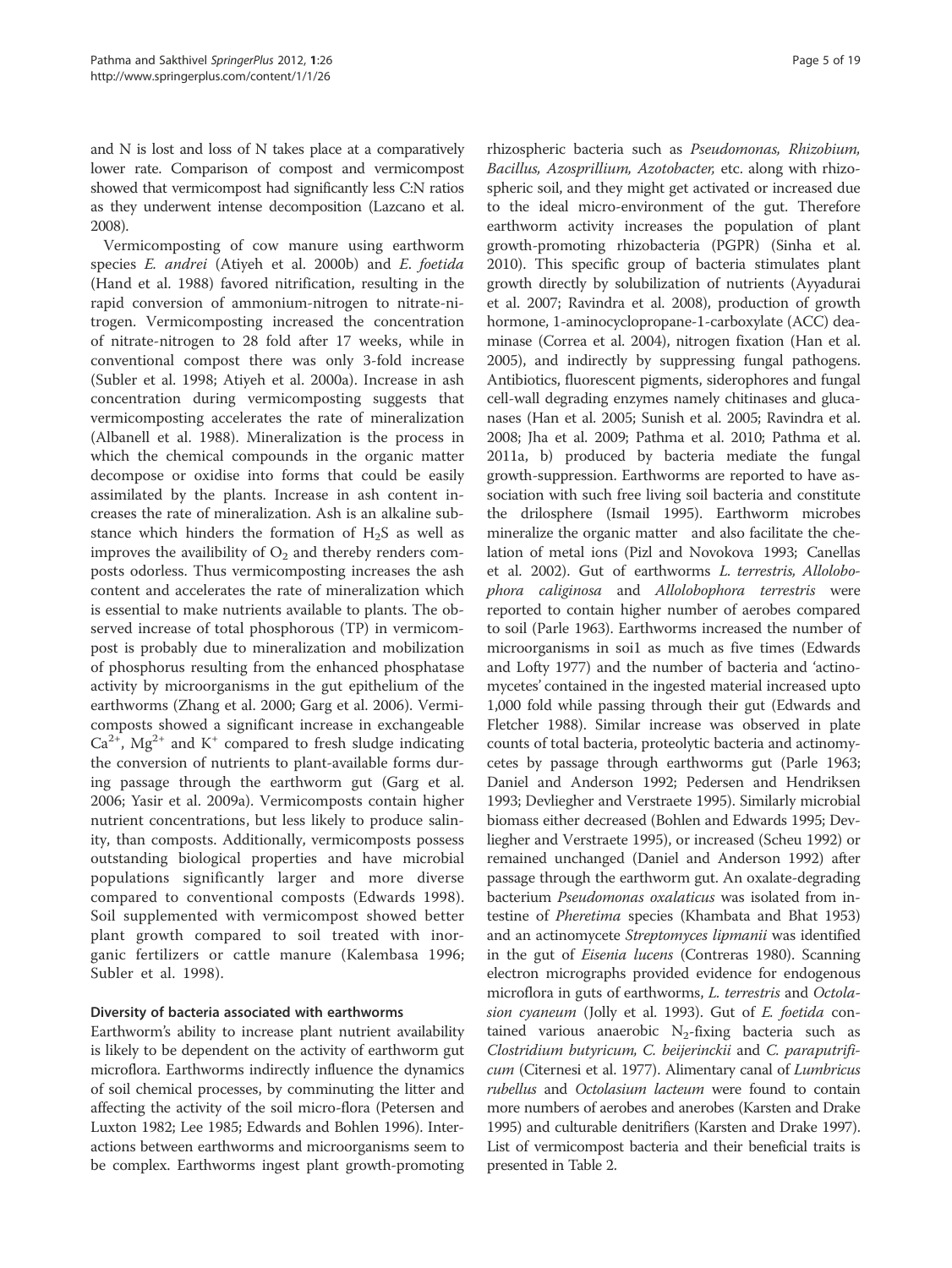and N is lost and loss of N takes place at a comparatively lower rate. Comparison of compost and vermicompost showed that vermicompost had significantly less C:N ratios as they underwent intense decomposition (Lazcano et al. 2008).

Vermicomposting of cow manure using earthworm species *E. andrei* (Atiyeh et al. 2000b) and *E. foetida* (Hand et al. 1988) favored nitrification, resulting in the rapid conversion of ammonium-nitrogen to nitrate-nitrogen. Vermicomposting increased the concentration of nitrate-nitrogen to 28 fold after 17 weeks, while in conventional compost there was only 3-fold increase (Subler et al. 1998; Atiyeh et al. 2000a). Increase in ash concentration during vermicomposting suggests that vermicomposting accelerates the rate of mineralization (Albanell et al. 1988). Mineralization is the process in which the chemical compounds in the organic matter decompose or oxidise into forms that could be easily assimilated by the plants. Increase in ash content increases the rate of mineralization. Ash is an alkaline substance which hinders the formation of $H_2S$ as well as improves the availibility of $O_2$ and thereby renders composts odorless. Thus vermicomposting increases the ash content and accelerates the rate of mineralization which is essential to make nutrients available to plants. The observed increase of total phosphorous (TP) in vermicompost is probably due to mineralization and mobilization of phosphorus resulting from the enhanced phosphatase activity by microorganisms in the gut epithelium of the earthworms (Zhang et al. 2000; Garg et al. 2006). Vermicomposts showed a significant increase in exchangeable $Ca^{2+}$, $Mg^{2+}$ and $K^{+}$ compared to fresh sludge indicating the conversion of nutrients to plant-available forms during passage through the earthworm gut (Garg et al. 2006; Yasir et al. 2009a). Vermicomposts contain higher nutrient concentrations, but less likely to produce salinity, than composts. Additionally, vermicomposts possess outstanding biological properties and have microbial populations significantly larger and more diverse compared to conventional composts (Edwards 1998). Soil supplemented with vermicompost showed better plant growth compared to soil treated with inorganic fertilizers or cattle manure (Kalembasa 1996; Subler et al. 1998).

### Diversity of bacteria associated with earthworms

Earthworm's ability to increase plant nutrient availability is likely to be dependent on the activity of earthworm gut microflora. Earthworms indirectly influence the dynamics of soil chemical processes, by comminuting the litter and affecting the activity of the soil micro-flora (Petersen and Luxton 1982; Lee 1985; Edwards and Bohlen 1996). Interactions between earthworms and microorganisms seem to be complex. Earthworms ingest plant growth-promoting rhizospheric bacteria such as *Pseudomonas, Rhizobium, Bacillus, Azosprillium, Azotobacter,* etc. along with rhizospheric soil, and they might get activated or increased due to the ideal micro-environment of the gut. Therefore earthworm activity increases the population of plant growth-promoting rhizobacteria (PGPR) (Sinha et al. 2010). This specific group of bacteria stimulates plant growth directly by solubilization of nutrients (Ayyadurai et al. 2007; Ravindra et al. 2008), production of growth hormone, 1-aminocyclopropane-1-carboxylate (ACC) deaminase (Correa et al. 2004), nitrogen fixation (Han et al. 2005), and indirectly by suppressing fungal pathogens. Antibiotics, fluorescent pigments, siderophores and fungal cell-wall degrading enzymes namely chitinases and glucanases (Han et al. 2005; Sunish et al. 2005; Ravindra et al. 2008; Jha et al. 2009; Pathma et al. 2010; Pathma et al. 2011a, b) produced by bacteria mediate the fungal growth-suppression. Earthworms are reported to have association with such free living soil bacteria and constitute the drilosphere (Ismail 1995). Earthworm microbes mineralize the organic matter and also facilitate the chelation of metal ions (Pizl and Novokova 1993; Canellas et al. 2002). Gut of earthworms *L. terrestris, Allolobophora caliginosa* and *Allolobophora terrestris* were reported to contain higher number of aerobes compared to soil (Parle 1963). Earthworms increased the number of microorganisms in soi1 as much as five times (Edwards and Lofty 1977) and the number of bacteria and 'actinomycetes' contained in the ingested material increased upto 1,000 fold while passing through their gut (Edwards and Fletcher 1988). Similar increase was observed in plate counts of total bacteria, proteolytic bacteria and actinomycetes by passage through earthworms gut (Parle 1963; Daniel and Anderson 1992; Pedersen and Hendriksen 1993; Devliegher and Verstraete 1995). Similarly microbial biomass either decreased (Bohlen and Edwards 1995; Devliegher and Verstraete 1995), or increased (Scheu 1992) or remained unchanged (Daniel and Anderson 1992) after passage through the earthworm gut. An oxalate-degrading bacterium *Pseudomonas oxalaticus* was isolated from intestine of *Pheretima* species (Khambata and Bhat 1953) and an actinomycete *Streptomyces lipmanii* was identified in the gut of *Eisenia lucens* (Contreras 1980). Scanning electron micrographs provided evidence for endogenous microflora in guts of earthworms, *L. terrestris* and *Octolasion cyaneum* (Jolly et al. 1993). Gut of *E. foetida* contained various anaerobic $N_2$-fixing bacteria such as *Clostridium butyricum, C. beijerinckii* and *C. paraputrificum* (Citernesi et al. 1977). Alimentary canal of *Lumbricus rubellus* and *Octolasium lacteum* were found to contain more numbers of aerobes and anerobes (Karsten and Drake 1995) and culturable denitrifiers (Karsten and Drake 1997). List of vermicompost bacteria and their beneficial traits is presented in Table 2.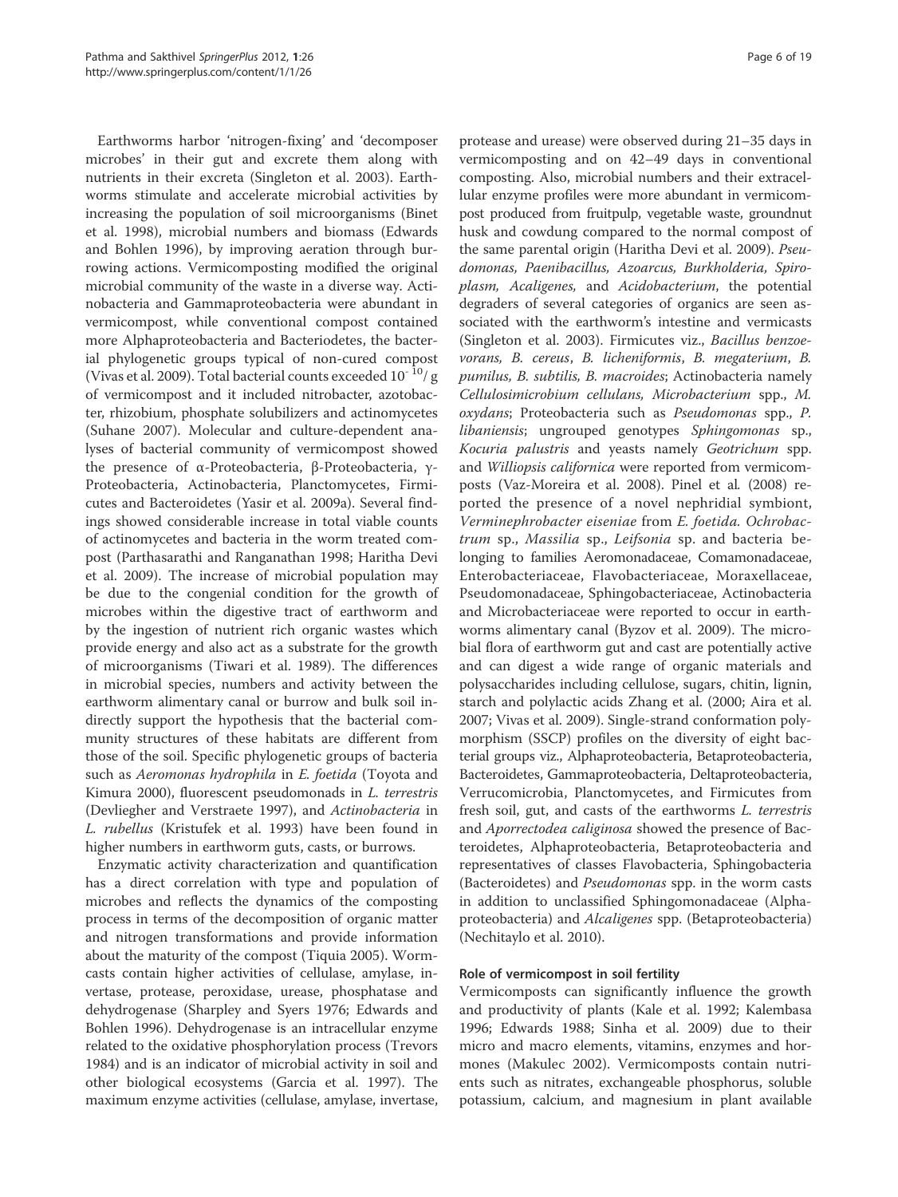Earthworms harbor 'nitrogen-fixing' and 'decomposer microbes' in their gut and excrete them along with nutrients in their excreta (Singleton et al. 2003). Earthworms stimulate and accelerate microbial activities by increasing the population of soil microorganisms (Binet et al. 1998), microbial numbers and biomass (Edwards and Bohlen 1996), by improving aeration through burrowing actions. Vermicomposting modified the original microbial community of the waste in a diverse way. Actinobacteria and Gammaproteobacteria were abundant in vermicompost, while conventional compost contained more Alphaproteobacteria and Bacteriodetes, the bacterial phylogenetic groups typical of non-cured compost (Vivas et al. 2009). Total bacterial counts exceeded $10^{-10}$/ g of vermicompost and it included nitrobacter, azotobacter, rhizobium, phosphate solubilizers and actinomycetes (Suhane 2007). Molecular and culture-dependent analyses of bacterial community of vermicompost showed the presence of α-Proteobacteria, β-Proteobacteria, γ-Proteobacteria, Actinobacteria, Planctomycetes, Firmicutes and Bacteroidetes (Yasir et al. 2009a). Several findings showed considerable increase in total viable counts of actinomycetes and bacteria in the worm treated compost (Parthasarathi and Ranganathan 1998; Haritha Devi et al. 2009). The increase of microbial population may be due to the congenial condition for the growth of microbes within the digestive tract of earthworm and by the ingestion of nutrient rich organic wastes which provide energy and also act as a substrate for the growth of microorganisms (Tiwari et al. 1989). The differences in microbial species, numbers and activity between the earthworm alimentary canal or burrow and bulk soil indirectly support the hypothesis that the bacterial community structures of these habitats are different from those of the soil. Specific phylogenetic groups of bacteria such as *Aeromonas hydrophila* in *E. foetida* (Toyota and Kimura 2000), fluorescent pseudomonads in *L. terrestris* (Devliegher and Verstraete 1997), and *Actinobacteria* in *L. rubellus* (Kristufek et al. 1993) have been found in higher numbers in earthworm guts, casts, or burrows.

Enzymatic activity characterization and quantification has a direct correlation with type and population of microbes and reflects the dynamics of the composting process in terms of the decomposition of organic matter and nitrogen transformations and provide information about the maturity of the compost (Tiquia 2005). Wormcasts contain higher activities of cellulase, amylase, invertase, protease, peroxidase, urease, phosphatase and dehydrogenase (Sharpley and Syers 1976; Edwards and Bohlen 1996). Dehydrogenase is an intracellular enzyme related to the oxidative phosphorylation process (Trevors 1984) and is an indicator of microbial activity in soil and other biological ecosystems (Garcia et al. 1997). The maximum enzyme activities (cellulase, amylase, invertase, protease and urease) were observed during 21–35 days in vermicomposting and on 42–49 days in conventional composting. Also, microbial numbers and their extracellular enzyme profiles were more abundant in vermicompost produced from fruitpulp, vegetable waste, groundnut husk and cowdung compared to the normal compost of the same parental origin (Haritha Devi et al. 2009). *Pseudomonas, Paenibacillus, Azoarcus, Burkholderia, Spiroplasm, Acaligenes,* and *Acidobacterium*, the potential degraders of several categories of organics are seen associated with the earthworm's intestine and vermicasts (Singleton et al. 2003). Firmicutes viz., *Bacillus benzoevorans, B. cereus*, *B. licheniformis*, *B. megaterium*, *B. pumilus, B. subtilis, B. macroides*; Actinobacteria namely *Cellulosimicrobium cellulans, Microbacterium* spp., *M. oxydans*; Proteobacteria such as *Pseudomonas* spp., *P. libaniensis*; ungrouped genotypes *Sphingomonas* sp., *Kocuria palustris* and yeasts namely *Geotrichum* spp. and *Williopsis californica* were reported from vermicomposts (Vaz-Moreira et al. 2008). Pinel et al. (2008) reported the presence of a novel nephridial symbiont, *Verminephrobacter eiseniae* from *E. foetida. Ochrobactrum* sp., *Massilia* sp., *Leifsonia* sp. and bacteria belonging to families Aeromonadaceae, Comamonadaceae, Enterobacteriaceae, Flavobacteriaceae, Moraxellaceae, Pseudomonadaceae, Sphingobacteriaceae, Actinobacteria and Microbacteriaceae were reported to occur in earthworms alimentary canal (Byzov et al. 2009). The microbial flora of earthworm gut and cast are potentially active and can digest a wide range of organic materials and polysaccharides including cellulose, sugars, chitin, lignin, starch and polylactic acids Zhang et al. (2000; Aira et al. 2007; Vivas et al. 2009). Single-strand conformation polymorphism (SSCP) profiles on the diversity of eight bacterial groups viz., Alphaproteobacteria, Betaproteobacteria, Bacteroidetes, Gammaproteobacteria, Deltaproteobacteria, Verrucomicrobia, Planctomycetes, and Firmicutes from fresh soil, gut, and casts of the earthworms *L. terrestris* and *Aporrectodea caliginosa* showed the presence of Bacteroidetes, Alphaproteobacteria, Betaproteobacteria and representatives of classes Flavobacteria, Sphingobacteria (Bacteroidetes) and *Pseudomonas* spp. in the worm casts in addition to unclassified Sphingomonadaceae (Alphaproteobacteria) and *Alcaligenes* spp. (Betaproteobacteria) (Nechitaylo et al. 2010).

### Role of vermicompost in soil fertility

Vermicomposts can significantly influence the growth and productivity of plants (Kale et al. 1992; Kalembasa 1996; Edwards 1988; Sinha et al. 2009) due to their micro and macro elements, vitamins, enzymes and hormones (Makulec 2002). Vermicomposts contain nutrients such as nitrates, exchangeable phosphorus, soluble potassium, calcium, and magnesium in plant available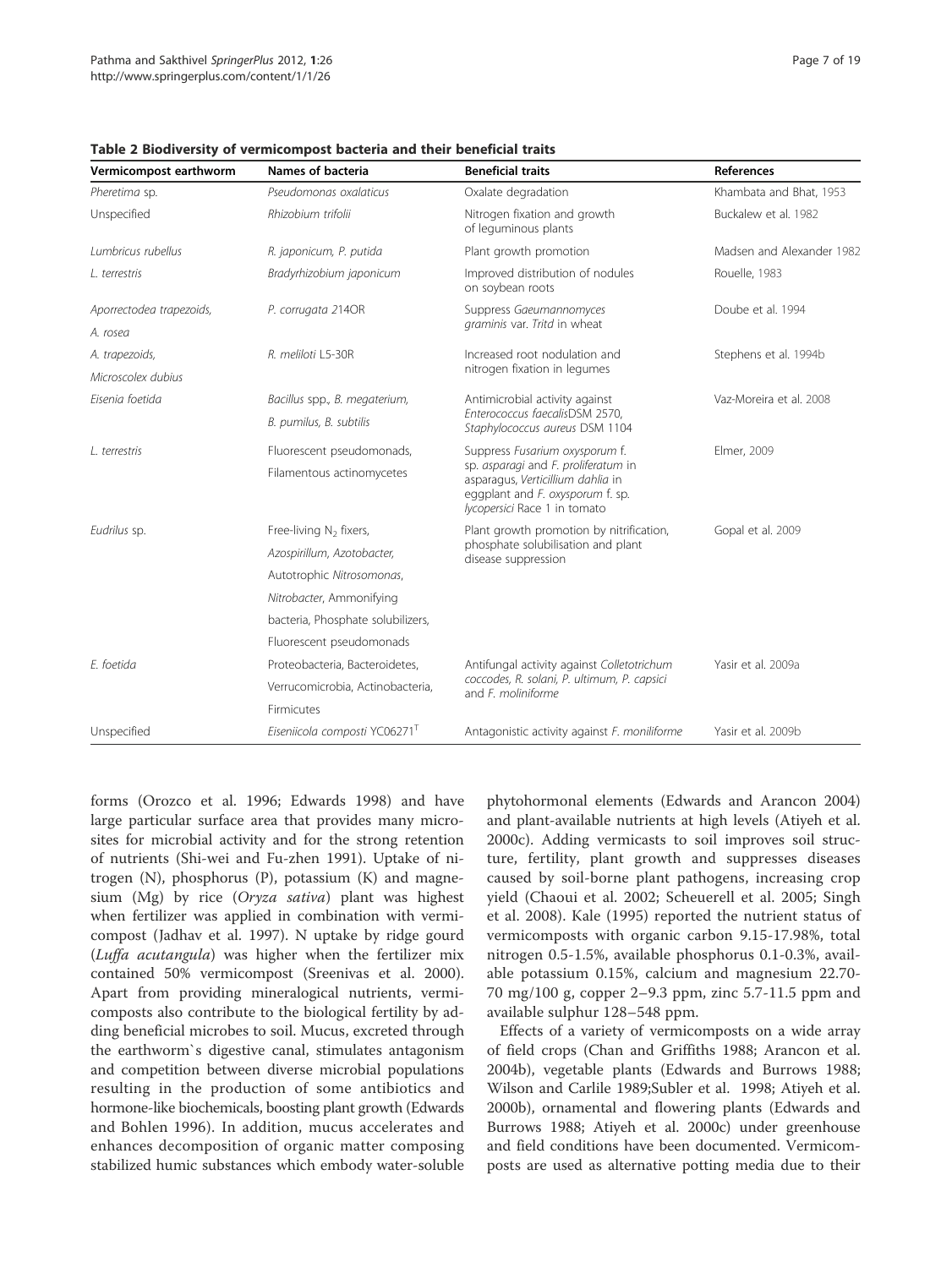**Table 2 Biodiversity of vermicompost bacteria and their beneficial traits**

| Vermicompost earthworm | Names of bacteria | Beneficial traits | References |
|---|---|---|---|
| *Pheretima* sp. | *Pseudomonas oxalaticus* | Oxalate degradation | Khambata and Bhat, 1953 |
| Unspecified | *Rhizobium trifolii* | Nitrogen fixation and growth of leguminous plants | Buckalew et al. 1982 |
| *Lumbricus rubellus* | *R. japonicum*, *P. putida* | Plant growth promotion | Madsen and Alexander 1982 |
| *L. terrestris* | *Bradyrhizobium japonicum* | Improved distribution of nodules on soybean roots | Rouelle, 1983 |
| *Aporrectodea trapezoids*, *A. rosea* | *P. corrugata* 214OR | Suppress *Gaeumannomyces graminis* var. *Tritd* in wheat | Doube et al. 1994 |
| *A. trapezoids*, *Microscolex dubius* | *R. meliloti* L5-30R | Increased root nodulation and nitrogen fixation in legumes | Stephens et al. 1994b |
| *Eisenia foetida* | *Bacillus* spp., *B. megaterium*, *B. pumilus*, *B. subtilis* | Antimicrobial activity against *Enterococcus faecalis*DSM 2570, *Staphylococcus aureus* DSM 1104 | Vaz-Moreira et al. 2008 |
| *L. terrestris* | Fluorescent pseudomonads, Filamentous actinomycetes | Suppress *Fusarium oxysporum* f. sp. *asparagi* and *F. proliferatum* in asparagus, *Verticillium dahlia* in eggplant and *F. oxysporum* f. sp. *lycopersici* Race 1 in tomato | Elmer, 2009 |
| *Eudrilus* sp. | Free-living $N_2$ fixers, *Azospirillum*, *Azotobacter*, Autotrophic *Nitrosomonas*, *Nitrobacter*, Ammonifying bacteria, Phosphate solubilizers, Fluorescent pseudomonads | Plant growth promotion by nitrification, phosphate solubilisation and plant disease suppression | Gopal et al. 2009 |
| *E. foetida* | Proteobacteria, Bacteroidetes, Verrucomicrobia, Actinobacteria, Firmicutes | Antifungal activity against *Colletotrichum coccodes*, *R. solani*, *P. ultimum*, *P. capsici* and *F. moliniforme* | Yasir et al. 2009a |
| Unspecified | *Eiseniicola composti* YC06271$^T$ | Antagonistic activity against *F. moniliforme* | Yasir et al. 2009b |

forms (Orozco et al. 1996; Edwards 1998) and have large particular surface area that provides many microsites for microbial activity and for the strong retention of nutrients (Shi-wei and Fu-zhen 1991). Uptake of nitrogen (N), phosphorus (P), potassium (K) and magnesium (Mg) by rice (*Oryza sativa*) plant was highest when fertilizer was applied in combination with vermicompost (Jadhav et al. 1997). N uptake by ridge gourd (*Luffa acutangula*) was higher when the fertilizer mix contained 50% vermicompost (Sreenivas et al. 2000). Apart from providing mineralogical nutrients, vermicomposts also contribute to the biological fertility by adding beneficial microbes to soil. Mucus, excreted through the earthworm`s digestive canal, stimulates antagonism and competition between diverse microbial populations resulting in the production of some antibiotics and hormone-like biochemicals, boosting plant growth (Edwards and Bohlen 1996). In addition, mucus accelerates and enhances decomposition of organic matter composing stabilized humic substances which embody water-soluble phytohormonal elements (Edwards and Arancon 2004) and plant-available nutrients at high levels (Atiyeh et al. 2000c). Adding vermicasts to soil improves soil structure, fertility, plant growth and suppresses diseases caused by soil-borne plant pathogens, increasing crop yield (Chaoui et al. 2002; Scheuerell et al. 2005; Singh et al. 2008). Kale (1995) reported the nutrient status of vermicomposts with organic carbon 9.15-17.98%, total nitrogen 0.5-1.5%, available phosphorus 0.1-0.3%, available potassium 0.15%, calcium and magnesium 22.70-70 mg/100 g, copper 2–9.3 ppm, zinc 5.7-11.5 ppm and available sulphur 128–548 ppm.

Effects of a variety of vermicomposts on a wide array of field crops (Chan and Griffiths 1988; Arancon et al. 2004b), vegetable plants (Edwards and Burrows 1988; Wilson and Carlile 1989;Subler et al. 1998; Atiyeh et al. 2000b), ornamental and flowering plants (Edwards and Burrows 1988; Atiyeh et al. 2000c) under greenhouse and field conditions have been documented. Vermicomposts are used as alternative potting media due to their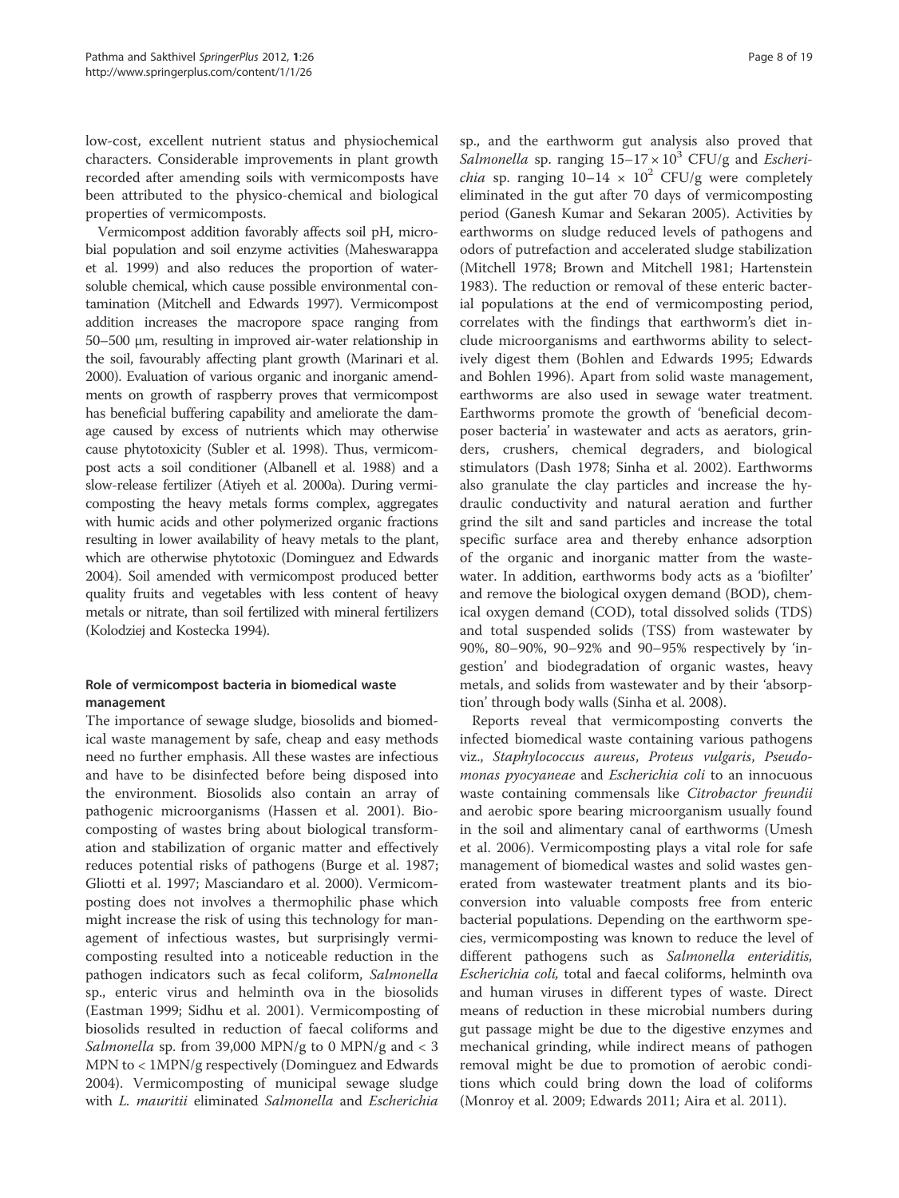low-cost, excellent nutrient status and physiochemical characters. Considerable improvements in plant growth recorded after amending soils with vermicomposts have been attributed to the physico-chemical and biological properties of vermicomposts.

Vermicompost addition favorably affects soil pH, microbial population and soil enzyme activities (Maheswarappa et al. 1999) and also reduces the proportion of water-soluble chemical, which cause possible environmental contamination (Mitchell and Edwards 1997). Vermicompost addition increases the macropore space ranging from 50–500 µm, resulting in improved air-water relationship in the soil, favourably affecting plant growth (Marinari et al. 2000). Evaluation of various organic and inorganic amendments on growth of raspberry proves that vermicompost has beneficial buffering capability and ameliorate the damage caused by excess of nutrients which may otherwise cause phytotoxicity (Subler et al. 1998). Thus, vermicompost acts a soil conditioner (Albanell et al. 1988) and a slow-release fertilizer (Atiyeh et al. 2000a). During vermicomposting the heavy metals forms complex, aggregates with humic acids and other polymerized organic fractions resulting in lower availability of heavy metals to the plant, which are otherwise phytotoxic (Dominguez and Edwards 2004). Soil amended with vermicompost produced better quality fruits and vegetables with less content of heavy metals or nitrate, than soil fertilized with mineral fertilizers (Kolodziej and Kostecka 1994).

## Role of vermicompost bacteria in biomedical waste management

The importance of sewage sludge, biosolids and biomedical waste management by safe, cheap and easy methods need no further emphasis. All these wastes are infectious and have to be disinfected before being disposed into the environment. Biosolids also contain an array of pathogenic microorganisms (Hassen et al. 2001). Biocomposting of wastes bring about biological transformation and stabilization of organic matter and effectively reduces potential risks of pathogens (Burge et al. 1987; Gliotti et al. 1997; Masciandaro et al. 2000). Vermicomposting does not involves a thermophilic phase which might increase the risk of using this technology for management of infectious wastes, but surprisingly vermicomposting resulted into a noticeable reduction in the pathogen indicators such as fecal coliform, *Salmonella* sp., enteric virus and helminth ova in the biosolids (Eastman 1999; Sidhu et al. 2001). Vermicomposting of biosolids resulted in reduction of faecal coliforms and *Salmonella* sp. from 39,000 MPN/g to 0 MPN/g and < 3 MPN to < 1MPN/g respectively (Dominguez and Edwards 2004). Vermicomposting of municipal sewage sludge with *L. mauritii* eliminated *Salmonella* and *Escherichia* sp., and the earthworm gut analysis also proved that *Salmonella* sp. ranging $15–17 \times 10^3$ CFU/g and *Escherichia* sp. ranging $10–14 \times 10^2$ CFU/g were completely eliminated in the gut after 70 days of vermicomposting period (Ganesh Kumar and Sekaran 2005). Activities by earthworms on sludge reduced levels of pathogens and odors of putrefaction and accelerated sludge stabilization (Mitchell 1978; Brown and Mitchell 1981; Hartenstein 1983). The reduction or removal of these enteric bacterial populations at the end of vermicomposting period, correlates with the findings that earthworm's diet include microorganisms and earthworms ability to selectively digest them (Bohlen and Edwards 1995; Edwards and Bohlen 1996). Apart from solid waste management, earthworms are also used in sewage water treatment. Earthworms promote the growth of 'beneficial decomposer bacteria' in wastewater and acts as aerators, grinders, crushers, chemical degraders, and biological stimulators (Dash 1978; Sinha et al. 2002). Earthworms also granulate the clay particles and increase the hydraulic conductivity and natural aeration and further grind the silt and sand particles and increase the total specific surface area and thereby enhance adsorption of the organic and inorganic matter from the wastewater. In addition, earthworms body acts as a 'biofilter' and remove the biological oxygen demand (BOD), chemical oxygen demand (COD), total dissolved solids (TDS) and total suspended solids (TSS) from wastewater by 90%, 80–90%, 90–92% and 90–95% respectively by 'ingestion' and biodegradation of organic wastes, heavy metals, and solids from wastewater and by their 'absorption' through body walls (Sinha et al. 2008).

Reports reveal that vermicomposting converts the infected biomedical waste containing various pathogens viz., *Staphylococcus aureus*, *Proteus vulgaris*, *Pseudomonas pyocyaneae* and *Escherichia coli* to an innocuous waste containing commensals like *Citrobactor freundii* and aerobic spore bearing microorganism usually found in the soil and alimentary canal of earthworms (Umesh et al. 2006). Vermicomposting plays a vital role for safe management of biomedical wastes and solid wastes generated from wastewater treatment plants and its bioconversion into valuable composts free from enteric bacterial populations. Depending on the earthworm species, vermicomposting was known to reduce the level of different pathogens such as *Salmonella enteriditis, Escherichia coli,* total and faecal coliforms, helminth ova and human viruses in different types of waste. Direct means of reduction in these microbial numbers during gut passage might be due to the digestive enzymes and mechanical grinding, while indirect means of pathogen removal might be due to promotion of aerobic conditions which could bring down the load of coliforms (Monroy et al. 2009; Edwards 2011; Aira et al. 2011).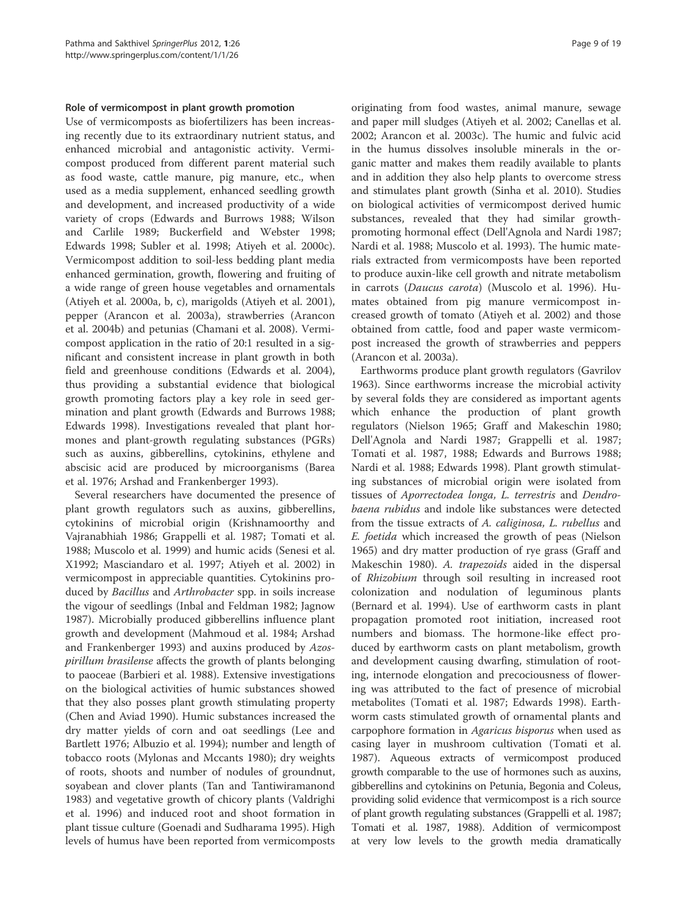### Role of vermicompost in plant growth promotion

Use of vermicomposts as biofertilizers has been increasing recently due to its extraordinary nutrient status, and enhanced microbial and antagonistic activity. Vermicompost produced from different parent material such as food waste, cattle manure, pig manure, etc., when used as a media supplement, enhanced seedling growth and development, and increased productivity of a wide variety of crops (Edwards and Burrows 1988; Wilson and Carlile 1989; Buckerfield and Webster 1998; Edwards 1998; Subler et al. 1998; Atiyeh et al. 2000c). Vermicompost addition to soil-less bedding plant media enhanced germination, growth, flowering and fruiting of a wide range of green house vegetables and ornamentals (Atiyeh et al. 2000a, b, c), marigolds (Atiyeh et al. 2001), pepper (Arancon et al. 2003a), strawberries (Arancon et al. 2004b) and petunias (Chamani et al. 2008). Vermicompost application in the ratio of 20:1 resulted in a significant and consistent increase in plant growth in both field and greenhouse conditions (Edwards et al. 2004), thus providing a substantial evidence that biological growth promoting factors play a key role in seed germination and plant growth (Edwards and Burrows 1988; Edwards 1998). Investigations revealed that plant hormones and plant-growth regulating substances (PGRs) such as auxins, gibberellins, cytokinins, ethylene and abscisic acid are produced by microorganisms (Barea et al. 1976; Arshad and Frankenberger 1993).

Several researchers have documented the presence of plant growth regulators such as auxins, gibberellins, cytokinins of microbial origin (Krishnamoorthy and Vajranabhiah 1986; Grappelli et al. 1987; Tomati et al. 1988; Muscolo et al. 1999) and humic acids (Senesi et al. X1992; Masciandaro et al. 1997; Atiyeh et al. 2002) in vermicompost in appreciable quantities. Cytokinins produced by *Bacillus* and *Arthrobacter* spp. in soils increase the vigour of seedlings (Inbal and Feldman 1982; Jagnow 1987). Microbially produced gibberellins influence plant growth and development (Mahmoud et al. 1984; Arshad and Frankenberger 1993) and auxins produced by *Azospirillum brasilense* affects the growth of plants belonging to paoceae (Barbieri et al. 1988). Extensive investigations on the biological activities of humic substances showed that they also posses plant growth stimulating property (Chen and Aviad 1990). Humic substances increased the dry matter yields of corn and oat seedlings (Lee and Bartlett 1976; Albuzio et al. 1994); number and length of tobacco roots (Mylonas and Mccants 1980); dry weights of roots, shoots and number of nodules of groundnut, soyabean and clover plants (Tan and Tantiwiramanond 1983) and vegetative growth of chicory plants (Valdrighi et al. 1996) and induced root and shoot formation in plant tissue culture (Goenadi and Sudharama 1995). High levels of humus have been reported from vermicomposts originating from food wastes, animal manure, sewage and paper mill sludges (Atiyeh et al. 2002; Canellas et al. 2002; Arancon et al. 2003c). The humic and fulvic acid in the humus dissolves insoluble minerals in the organic matter and makes them readily available to plants and in addition they also help plants to overcome stress and stimulates plant growth (Sinha et al. 2010). Studies on biological activities of vermicompost derived humic substances, revealed that they had similar growth-promoting hormonal effect (Dell'Agnola and Nardi 1987; Nardi et al. 1988; Muscolo et al. 1993). The humic materials extracted from vermicomposts have been reported to produce auxin-like cell growth and nitrate metabolism in carrots (*Daucus carota*) (Muscolo et al. 1996). Humates obtained from pig manure vermicompost increased growth of tomato (Atiyeh et al. 2002) and those obtained from cattle, food and paper waste vermicompost increased the growth of strawberries and peppers (Arancon et al. 2003a).

Earthworms produce plant growth regulators (Gavrilov 1963). Since earthworms increase the microbial activity by several folds they are considered as important agents which enhance the production of plant growth regulators (Nielson 1965; Graff and Makeschin 1980; Dell'Agnola and Nardi 1987; Grappelli et al. 1987; Tomati et al. 1987, 1988; Edwards and Burrows 1988; Nardi et al. 1988; Edwards 1998). Plant growth stimulating substances of microbial origin were isolated from tissues of *Aporrectodea longa, L. terrestris* and *Dendrobaena rubidus* and indole like substances were detected from the tissue extracts of *A. caliginosa, L. rubellus* and *E. foetida* which increased the growth of peas (Nielson 1965) and dry matter production of rye grass (Graff and Makeschin 1980). *A. trapezoids* aided in the dispersal of *Rhizobium* through soil resulting in increased root colonization and nodulation of leguminous plants (Bernard et al. 1994). Use of earthworm casts in plant propagation promoted root initiation, increased root numbers and biomass. The hormone-like effect produced by earthworm casts on plant metabolism, growth and development causing dwarfing, stimulation of rooting, internode elongation and precociousness of flowering was attributed to the fact of presence of microbial metabolites (Tomati et al. 1987; Edwards 1998). Earthworm casts stimulated growth of ornamental plants and carpophore formation in *Agaricus bisporus* when used as casing layer in mushroom cultivation (Tomati et al. 1987). Aqueous extracts of vermicompost produced growth comparable to the use of hormones such as auxins, gibberellins and cytokinins on Petunia, Begonia and Coleus, providing solid evidence that vermicompost is a rich source of plant growth regulating substances (Grappelli et al. 1987; Tomati et al. 1987, 1988). Addition of vermicompost at very low levels to the growth media dramatically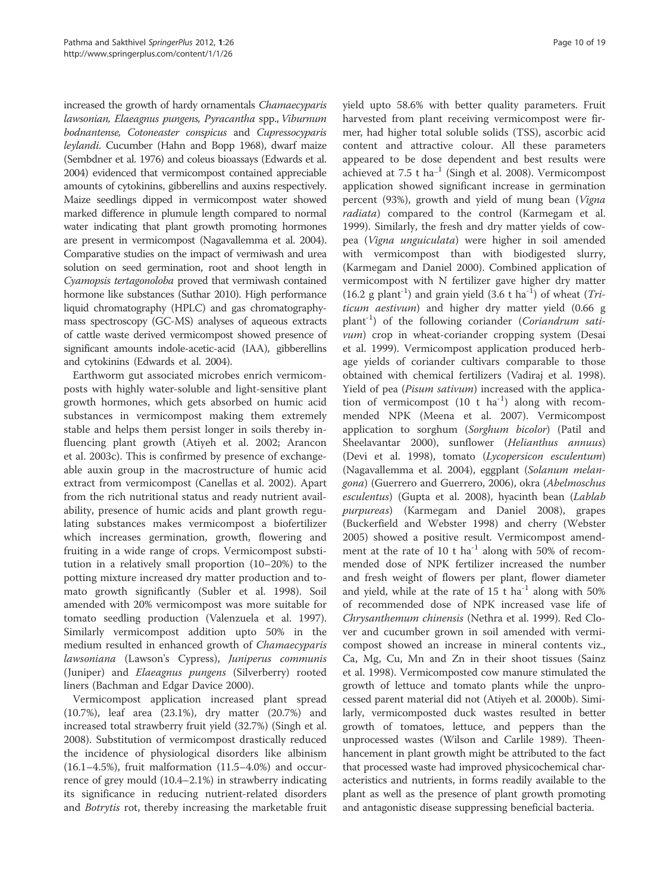increased the growth of hardy ornamentals *Chamaecyparis lawsonian, Elaeagnus pungens, Pyracantha* spp., *Viburnum bodnantense, Cotoneaster conspicus* and *Cupressocyparis leylandi*. Cucumber (Hahn and Bopp 1968), dwarf maize (Sembdner et al. 1976) and coleus bioassays (Edwards et al. 2004) evidenced that vermicompost contained appreciable amounts of cytokinins, gibberellins and auxins respectively. Maize seedlings dipped in vermicompost water showed marked difference in plumule length compared to normal water indicating that plant growth promoting hormones are present in vermicompost (Nagavallemma et al. 2004). Comparative studies on the impact of vermiwash and urea solution on seed germination, root and shoot length in *Cyamopsis tertagonoloba* proved that vermiwash contained hormone like substances (Suthar 2010). High performance liquid chromatography (HPLC) and gas chromatography-mass spectroscopy (GC-MS) analyses of aqueous extracts of cattle waste derived vermicompost showed presence of significant amounts indole-acetic-acid (IAA), gibberellins and cytokinins (Edwards et al. 2004).

Earthworm gut associated microbes enrich vermicomposts with highly water-soluble and light-sensitive plant growth hormones, which gets absorbed on humic acid substances in vermicompost making them extremely stable and helps them persist longer in soils thereby influencing plant growth (Atiyeh et al. 2002; Arancon et al. 2003c). This is confirmed by presence of exchangeable auxin group in the macrostructure of humic acid extract from vermicompost (Canellas et al. 2002). Apart from the rich nutritional status and ready nutrient availability, presence of humic acids and plant growth regulating substances makes vermicompost a biofertilizer which increases germination, growth, flowering and fruiting in a wide range of crops. Vermicompost substitution in a relatively small proportion (10–20%) to the potting mixture increased dry matter production and tomato growth significantly (Subler et al. 1998). Soil amended with 20% vermicompost was more suitable for tomato seedling production (Valenzuela et al. 1997). Similarly vermicompost addition upto 50% in the medium resulted in enhanced growth of *Chamaecyparis lawsoniana* (Lawson's Cypress), *Juniperus communis* (Juniper) and *Elaeagnus pungens* (Silverberry) rooted liners (Bachman and Edgar Davice 2000).

Vermicompost application increased plant spread (10.7%), leaf area (23.1%), dry matter (20.7%) and increased total strawberry fruit yield (32.7%) (Singh et al. 2008). Substitution of vermicompost drastically reduced the incidence of physiological disorders like albinism (16.1–4.5%), fruit malformation (11.5–4.0%) and occurrence of grey mould (10.4–2.1%) in strawberry indicating its significance in reducing nutrient-related disorders and *Botrytis* rot, thereby increasing the marketable fruit yield upto 58.6% with better quality parameters. Fruit harvested from plant receiving vermicompost were firmer, had higher total soluble solids (TSS), ascorbic acid content and attractive colour. All these parameters appeared to be dose dependent and best results were achieved at 7.5 t $ha^{-1}$ (Singh et al. 2008). Vermicompost application showed significant increase in germination percent (93%), growth and yield of mung bean (*Vigna radiata*) compared to the control (Karmegam et al. 1999). Similarly, the fresh and dry matter yields of cowpea (*Vigna unguiculata*) were higher in soil amended with vermicompost than with biodigested slurry, (Karmegam and Daniel 2000). Combined application of vermicompost with N fertilizer gave higher dry matter (16.2 g $plant^{-1}$) and grain yield (3.6 t $ha^{-1}$) of wheat (*Triticum aestivum*) and higher dry matter yield (0.66 g $plant^{-1}$) of the following coriander (*Coriandrum sativum*) crop in wheat-coriander cropping system (Desai et al. 1999). Vermicompost application produced herbage yields of coriander cultivars comparable to those obtained with chemical fertilizers (Vadiraj et al. 1998). Yield of pea (*Pisum sativum*) increased with the application of vermicompost (10 t $ha^{-1}$) along with recommended NPK (Meena et al. 2007). Vermicompost application to sorghum (*Sorghum bicolor*) (Patil and Sheelavantar 2000), sunflower (*Helianthus annuus*) (Devi et al. 1998), tomato (*Lycopersicon esculentum*) (Nagavallemma et al. 2004), eggplant (*Solanum melangona*) (Guerrero and Guerrero, 2006), okra (*Abelmoschus esculentus*) (Gupta et al. 2008), hyacinth bean (*Lablab purpureas*) (Karmegam and Daniel 2008), grapes (Buckerfield and Webster 1998) and cherry (Webster 2005) showed a positive result. Vermicompost amendment at the rate of 10 t $ha^{-1}$ along with 50% of recommended dose of NPK fertilizer increased the number and fresh weight of flowers per plant, flower diameter and yield, while at the rate of 15 t $ha^{-1}$ along with 50% of recommended dose of NPK increased vase life of *Chrysanthemum chinensis* (Nethra et al. 1999). Red Clover and cucumber grown in soil amended with vermicompost showed an increase in mineral contents viz., Ca, Mg, Cu, Mn and Zn in their shoot tissues (Sainz et al. 1998). Vermicomposted cow manure stimulated the growth of lettuce and tomato plants while the unprocessed parent material did not (Atiyeh et al. 2000b). Similarly, vermicomposted duck wastes resulted in better growth of tomatoes, lettuce, and peppers than the unprocessed wastes (Wilson and Carlile 1989). Theenhancement in plant growth might be attributed to the fact that processed waste had improved physicochemical characteristics and nutrients, in forms readily available to the plant as well as the presence of plant growth promoting and antagonistic disease suppressing beneficial bacteria.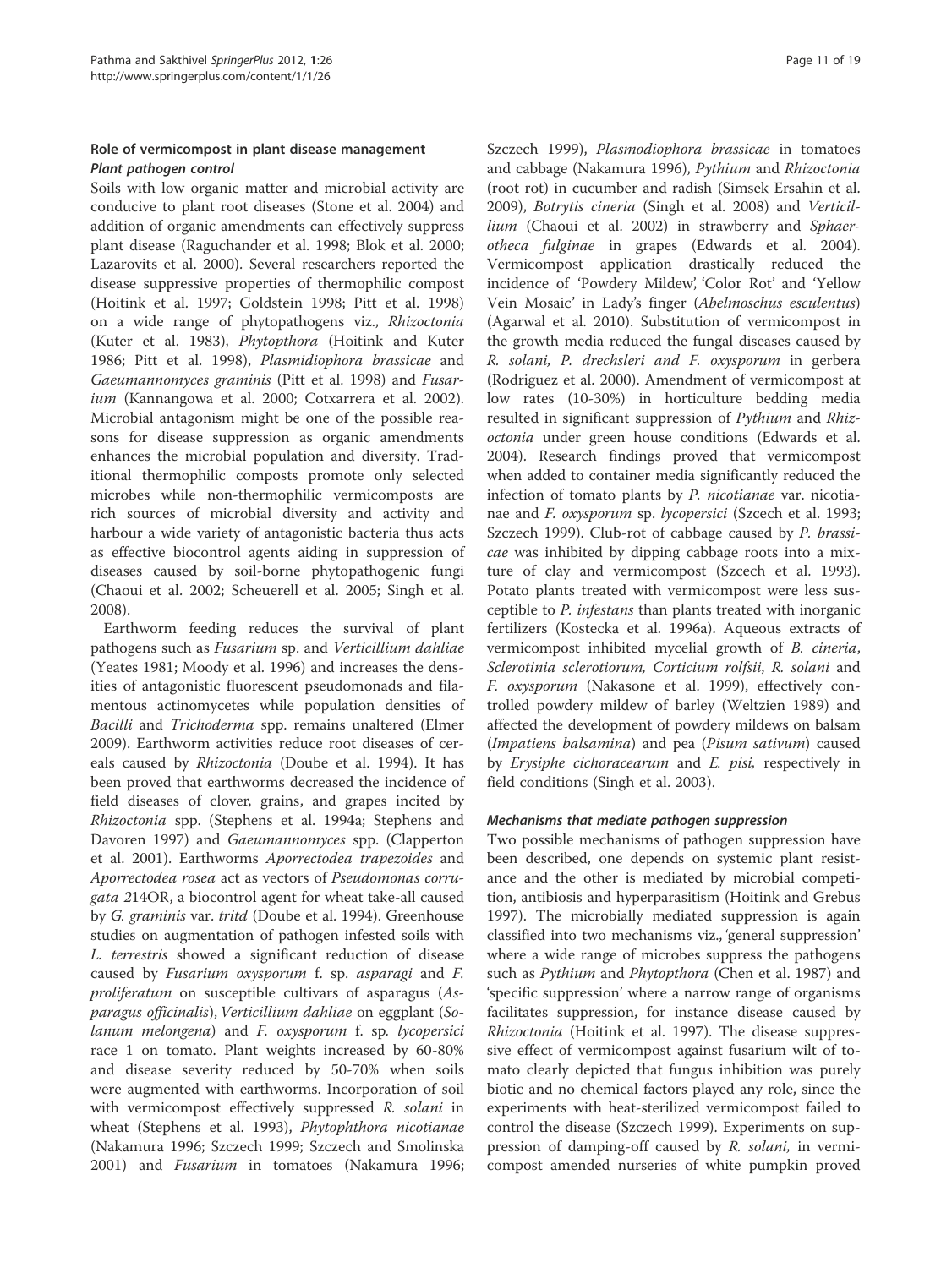## Role of vermicompost in plant disease management

### *Plant pathogen control*

Soils with low organic matter and microbial activity are conducive to plant root diseases (Stone et al. 2004) and addition of organic amendments can effectively suppress plant disease (Raguchander et al. 1998; Blok et al. 2000; Lazarovits et al. 2000). Several researchers reported the disease suppressive properties of thermophilic compost (Hoitink et al. 1997; Goldstein 1998; Pitt et al. 1998) on a wide range of phytopathogens viz., *Rhizoctonia* (Kuter et al. 1983), *Phytopthora* (Hoitink and Kuter 1986; Pitt et al. 1998), *Plasmidiophora brassicae* and *Gaeumannomyces graminis* (Pitt et al. 1998) and *Fusarium* (Kannangowa et al. 2000; Cotxarrera et al. 2002). Microbial antagonism might be one of the possible reasons for disease suppression as organic amendments enhances the microbial population and diversity. Traditional thermophilic composts promote only selected microbes while non-thermophilic vermicomposts are rich sources of microbial diversity and activity and harbour a wide variety of antagonistic bacteria thus acts as effective biocontrol agents aiding in suppression of diseases caused by soil-borne phytopathogenic fungi (Chaoui et al. 2002; Scheuerell et al. 2005; Singh et al. 2008).

Earthworm feeding reduces the survival of plant pathogens such as *Fusarium* sp. and *Verticillium dahliae* (Yeates 1981; Moody et al. 1996) and increases the densities of antagonistic fluorescent pseudomonads and filamentous actinomycetes while population densities of *Bacilli* and *Trichoderma* spp. remains unaltered (Elmer 2009). Earthworm activities reduce root diseases of cereals caused by *Rhizoctonia* (Doube et al. 1994). It has been proved that earthworms decreased the incidence of field diseases of clover, grains, and grapes incited by *Rhizoctonia* spp. (Stephens et al. 1994a; Stephens and Davoren 1997) and *Gaeumannomyces* spp. (Clapperton et al. 2001). Earthworms *Aporrectodea trapezoides* and *Aporrectodea rosea* act as vectors of *Pseudomonas corrugata* 214OR, a biocontrol agent for wheat take-all caused by *G. graminis* var. *tritd* (Doube et al. 1994). Greenhouse studies on augmentation of pathogen infested soils with *L. terrestris* showed a significant reduction of disease caused by *Fusarium oxysporum* f. sp. *asparagi* and *F. proliferatum* on susceptible cultivars of asparagus (*Asparagus officinalis*), *Verticillium dahliae* on eggplant (*Solanum melongena*) and *F. oxysporum* f. sp. *lycopersici* race 1 on tomato. Plant weights increased by 60-80% and disease severity reduced by 50-70% when soils were augmented with earthworms. Incorporation of soil with vermicompost effectively suppressed *R. solani* in wheat (Stephens et al. 1993), *Phytophthora nicotianae* (Nakamura 1996; Szczech 1999; Szczech and Smolinska 2001) and *Fusarium* in tomatoes (Nakamura 1996; Szczech 1999), *Plasmodiophora brassicae* in tomatoes and cabbage (Nakamura 1996), *Pythium* and *Rhizoctonia* (root rot) in cucumber and radish (Simsek Ersahin et al. 2009), *Botrytis cineria* (Singh et al. 2008) and *Verticillium* (Chaoui et al. 2002) in strawberry and *Sphaerotheca fulginae* in grapes (Edwards et al. 2004). Vermicompost application drastically reduced the incidence of 'Powdery Mildew', 'Color Rot' and 'Yellow Vein Mosaic' in Lady's finger (*Abelmoschus esculentus*) (Agarwal et al. 2010). Substitution of vermicompost in the growth media reduced the fungal diseases caused by *R. solani, P. drechsleri and F. oxysporum* in gerbera (Rodriguez et al. 2000). Amendment of vermicompost at low rates (10-30%) in horticulture bedding media resulted in significant suppression of *Pythium* and *Rhizoctonia* under green house conditions (Edwards et al. 2004). Research findings proved that vermicompost when added to container media significantly reduced the infection of tomato plants by *P. nicotianae* var. nicotianae and *F. oxysporum* sp. *lycopersici* (Szcech et al. 1993; Szczech 1999). Club-rot of cabbage caused by *P. brassicae* was inhibited by dipping cabbage roots into a mixture of clay and vermicompost (Szcech et al. 1993). Potato plants treated with vermicompost were less susceptible to *P. infestans* than plants treated with inorganic fertilizers (Kostecka et al. 1996a). Aqueous extracts of vermicompost inhibited mycelial growth of *B. cineria*, *Sclerotinia sclerotiorum, Corticium rolfsii*, *R. solani* and *F. oxysporum* (Nakasone et al. 1999), effectively controlled powdery mildew of barley (Weltzien 1989) and affected the development of powdery mildews on balsam (*Impatiens balsamina*) and pea (*Pisum sativum*) caused by *Erysiphe cichoracearum* and *E. pisi,* respectively in field conditions (Singh et al. 2003).

### *Mechanisms that mediate pathogen suppression*

Two possible mechanisms of pathogen suppression have been described, one depends on systemic plant resistance and the other is mediated by microbial competition, antibiosis and hyperparasitism (Hoitink and Grebus 1997). The microbially mediated suppression is again classified into two mechanisms viz., 'general suppression' where a wide range of microbes suppress the pathogens such as *Pythium* and *Phytopthora* (Chen et al. 1987) and 'specific suppression' where a narrow range of organisms facilitates suppression, for instance disease caused by *Rhizoctonia* (Hoitink et al. 1997). The disease suppressive effect of vermicompost against fusarium wilt of tomato clearly depicted that fungus inhibition was purely biotic and no chemical factors played any role, since the experiments with heat-sterilized vermicompost failed to control the disease (Szczech 1999). Experiments on suppression of damping-off caused by *R. solani,* in vermicompost amended nurseries of white pumpkin proved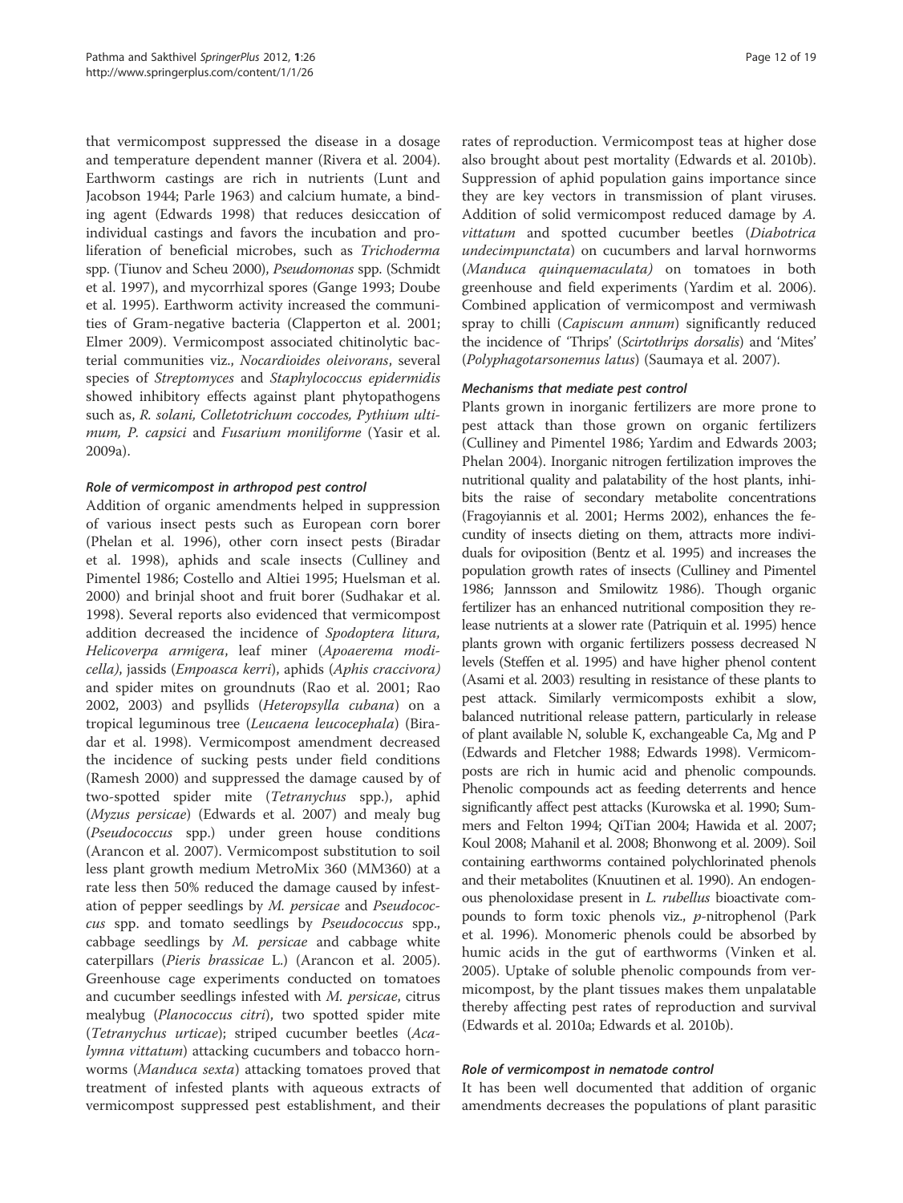that vermicompost suppressed the disease in a dosage and temperature dependent manner (Rivera et al. 2004). Earthworm castings are rich in nutrients (Lunt and Jacobson 1944; Parle 1963) and calcium humate, a binding agent (Edwards 1998) that reduces desiccation of individual castings and favors the incubation and proliferation of beneficial microbes, such as *Trichoderma* spp. (Tiunov and Scheu 2000), *Pseudomonas* spp. (Schmidt et al. 1997), and mycorrhizal spores (Gange 1993; Doube et al. 1995). Earthworm activity increased the communities of Gram-negative bacteria (Clapperton et al. 2001; Elmer 2009). Vermicompost associated chitinolytic bacterial communities viz., *Nocardioides oleivorans*, several species of *Streptomyces* and *Staphylococcus epidermidis* showed inhibitory effects against plant phytopathogens such as, *R. solani, Colletotrichum coccodes, Pythium ultimum, P. capsici* and *Fusarium moniliforme* (Yasir et al. 2009a).

#### *Role of vermicompost in arthropod pest control*

Addition of organic amendments helped in suppression of various insect pests such as European corn borer (Phelan et al. 1996), other corn insect pests (Biradar et al. 1998), aphids and scale insects (Culliney and Pimentel 1986; Costello and Altiei 1995; Huelsman et al. 2000) and brinjal shoot and fruit borer (Sudhakar et al. 1998). Several reports also evidenced that vermicompost addition decreased the incidence of *Spodoptera litura, Helicoverpa armigera*, leaf miner (*Apoaerema modicella*), jassids (*Empoasca kerri*), aphids (*Aphis craccivora)* and spider mites on groundnuts (Rao et al. 2001; Rao 2002, 2003) and psyllids (*Heteropsylla cubana*) on a tropical leguminous tree (*Leucaena leucocephala*) (Biradar et al. 1998). Vermicompost amendment decreased the incidence of sucking pests under field conditions (Ramesh 2000) and suppressed the damage caused by of two-spotted spider mite (*Tetranychus* spp.), aphid (*Myzus persicae*) (Edwards et al. 2007) and mealy bug (*Pseudococcus* spp.) under green house conditions (Arancon et al. 2007). Vermicompost substitution to soil less plant growth medium MetroMix 360 (MM360) at a rate less then 50% reduced the damage caused by infestation of pepper seedlings by *M. persicae* and *Pseudococcus* spp. and tomato seedlings by *Pseudococcus* spp., cabbage seedlings by *M. persicae* and cabbage white caterpillars (*Pieris brassicae* L.) (Arancon et al. 2005). Greenhouse cage experiments conducted on tomatoes and cucumber seedlings infested with *M. persicae*, citrus mealybug (*Planococcus citri*), two spotted spider mite (*Tetranychus urticae*); striped cucumber beetles (*Acalymna vittatum*) attacking cucumbers and tobacco hornworms (*Manduca sexta*) attacking tomatoes proved that treatment of infested plants with aqueous extracts of vermicompost suppressed pest establishment, and their rates of reproduction. Vermicompost teas at higher dose also brought about pest mortality (Edwards et al. 2010b). Suppression of aphid population gains importance since they are key vectors in transmission of plant viruses. Addition of solid vermicompost reduced damage by *A. vittatum* and spotted cucumber beetles (*Diabotrica undecimpunctata*) on cucumbers and larval hornworms (*Manduca quinquemaculata)* on tomatoes in both greenhouse and field experiments (Yardim et al. 2006). Combined application of vermicompost and vermiwash spray to chilli (*Capiscum annum*) significantly reduced the incidence of 'Thrips' (*Scirtothrips dorsalis*) and 'Mites' (*Polyphagotarsonemus latus*) (Saumaya et al. 2007).

#### *Mechanisms that mediate pest control*

Plants grown in inorganic fertilizers are more prone to pest attack than those grown on organic fertilizers (Culliney and Pimentel 1986; Yardim and Edwards 2003; Phelan 2004). Inorganic nitrogen fertilization improves the nutritional quality and palatability of the host plants, inhibits the raise of secondary metabolite concentrations (Fragoyiannis et al. 2001; Herms 2002), enhances the fecundity of insects dieting on them, attracts more individuals for oviposition (Bentz et al. 1995) and increases the population growth rates of insects (Culliney and Pimentel 1986; Jannsson and Smilowitz 1986). Though organic fertilizer has an enhanced nutritional composition they release nutrients at a slower rate (Patriquin et al. 1995) hence plants grown with organic fertilizers possess decreased N levels (Steffen et al. 1995) and have higher phenol content (Asami et al. 2003) resulting in resistance of these plants to pest attack. Similarly vermicomposts exhibit a slow, balanced nutritional release pattern, particularly in release of plant available N, soluble K, exchangeable Ca, Mg and P (Edwards and Fletcher 1988; Edwards 1998). Vermicomposts are rich in humic acid and phenolic compounds. Phenolic compounds act as feeding deterrents and hence significantly affect pest attacks (Kurowska et al. 1990; Summers and Felton 1994; QiTian 2004; Hawida et al. 2007; Koul 2008; Mahanil et al. 2008; Bhonwong et al. 2009). Soil containing earthworms contained polychlorinated phenols and their metabolites (Knuutinen et al. 1990). An endogenous phenoloxidase present in *L. rubellus* bioactivate compounds to form toxic phenols viz., *p*-nitrophenol (Park et al. 1996). Monomeric phenols could be absorbed by humic acids in the gut of earthworms (Vinken et al. 2005). Uptake of soluble phenolic compounds from vermicompost, by the plant tissues makes them unpalatable thereby affecting pest rates of reproduction and survival (Edwards et al. 2010a; Edwards et al. 2010b).

#### *Role of vermicompost in nematode control*

It has been well documented that addition of organic amendments decreases the populations of plant parasitic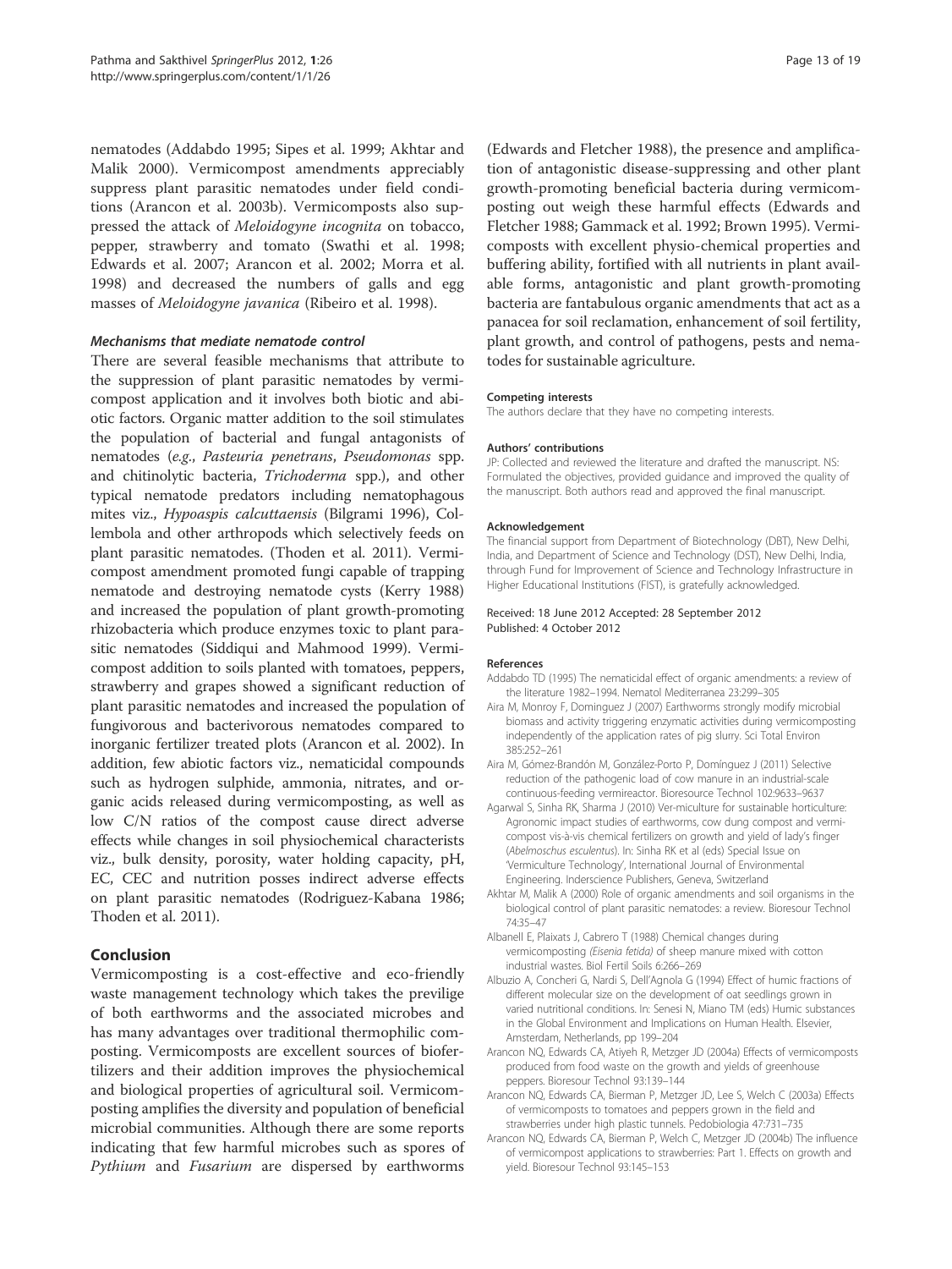nematodes (Addabdo 1995; Sipes et al. 1999; Akhtar and Malik 2000). Vermicompost amendments appreciably suppress plant parasitic nematodes under field conditions (Arancon et al. 2003b). Vermicomposts also suppressed the attack of *Meloidogyne incognita* on tobacco, pepper, strawberry and tomato (Swathi et al. 1998; Edwards et al. 2007; Arancon et al. 2002; Morra et al. 1998) and decreased the numbers of galls and egg masses of *Meloidogyne javanica* (Ribeiro et al. 1998).

#### *Mechanisms that mediate nematode control*

There are several feasible mechanisms that attribute to the suppression of plant parasitic nematodes by vermicompost application and it involves both biotic and abiotic factors. Organic matter addition to the soil stimulates the population of bacterial and fungal antagonists of nematodes (*e.g.*, *Pasteuria penetrans*, *Pseudomonas* spp. and chitinolytic bacteria, *Trichoderma* spp.), and other typical nematode predators including nematophagous mites viz., *Hypoaspis calcuttaensis* (Bilgrami 1996), Collembola and other arthropods which selectively feeds on plant parasitic nematodes. (Thoden et al. 2011). Vermicompost amendment promoted fungi capable of trapping nematode and destroying nematode cysts (Kerry 1988) and increased the population of plant growth-promoting rhizobacteria which produce enzymes toxic to plant parasitic nematodes (Siddiqui and Mahmood 1999). Vermicompost addition to soils planted with tomatoes, peppers, strawberry and grapes showed a significant reduction of plant parasitic nematodes and increased the population of fungivorous and bacterivorous nematodes compared to inorganic fertilizer treated plots (Arancon et al. 2002). In addition, few abiotic factors viz., nematicidal compounds such as hydrogen sulphide, ammonia, nitrates, and organic acids released during vermicomposting, as well as low C/N ratios of the compost cause direct adverse effects while changes in soil physiochemical characterists viz., bulk density, porosity, water holding capacity, pH, EC, CEC and nutrition posses indirect adverse effects on plant parasitic nematodes (Rodriguez-Kabana 1986; Thoden et al. 2011).

## Conclusion

Vermicomposting is a cost-effective and eco-friendly waste management technology which takes the previlige of both earthworms and the associated microbes and has many advantages over traditional thermophilic composting. Vermicomposts are excellent sources of biofertilizers and their addition improves the physiochemical and biological properties of agricultural soil. Vermicomposting amplifies the diversity and population of beneficial microbial communities. Although there are some reports indicating that few harmful microbes such as spores of *Pythium* and *Fusarium* are dispersed by earthworms (Edwards and Fletcher 1988), the presence and amplification of antagonistic disease-suppressing and other plant growth-promoting beneficial bacteria during vermicomposting out weigh these harmful effects (Edwards and Fletcher 1988; Gammack et al. 1992; Brown 1995). Vermicomposts with excellent physio-chemical properties and buffering ability, fortified with all nutrients in plant available forms, antagonistic and plant growth-promoting bacteria are fantabulous organic amendments that act as a panacea for soil reclamation, enhancement of soil fertility, plant growth, and control of pathogens, pests and nematodes for sustainable agriculture.

#### Competing interests

The authors declare that they have no competing interests.

#### Authors' contributions

JP: Collected and reviewed the literature and drafted the manuscript. NS: Formulated the objectives, provided guidance and improved the quality of the manuscript. Both authors read and approved the final manuscript.

#### Acknowledgement

The financial support from Department of Biotechnology (DBT), New Delhi, India, and Department of Science and Technology (DST), New Delhi, India, through Fund for Improvement of Science and Technology Infrastructure in Higher Educational Institutions (FIST), is gratefully acknowledged.

Received: 18 June 2012 Accepted: 28 September 2012
Published: 4 October 2012

#### References

Addabdo TD (1995) The nematicidal effect of organic amendments: a review of the literature 1982–1994. Nematol Mediterranea 23:299–305

Aira M, Monroy F, Dominguez J (2007) Earthworms strongly modify microbial biomass and activity triggering enzymatic activities during vermicomposting independently of the application rates of pig slurry. Sci Total Environ 385:252–261

Aira M, Gómez-Brandón M, González-Porto P, Domínguez J (2011) Selective reduction of the pathogenic load of cow manure in an industrial-scale continuous-feeding vermireactor. Bioresource Technol 102:9633–9637

Agarwal S, Sinha RK, Sharma J (2010) Ver-miculture for sustainable horticulture: Agronomic impact studies of earthworms, cow dung compost and vermicompost vis-à-vis chemical fertilizers on growth and yield of lady's finger (*Abelmoschus esculentus*). In: Sinha RK et al (eds) Special Issue on 'Vermiculture Technology', International Journal of Environmental Engineering. Inderscience Publishers, Geneva, Switzerland

Akhtar M, Malik A (2000) Role of organic amendments and soil organisms in the biological control of plant parasitic nematodes: a review. Bioresour Technol 74:35–47

Albanell E, Plaixats J, Cabrero T (1988) Chemical changes during vermicomposting *(Eisenia fetida)* of sheep manure mixed with cotton industrial wastes. Biol Fertil Soils 6:266–269

Albuzio A, Concheri G, Nardi S, Dell'Agnola G (1994) Effect of humic fractions of different molecular size on the development of oat seedlings grown in varied nutritional conditions. In: Senesi N, Miano TM (eds) Humic substances in the Global Environment and Implications on Human Health. Elsevier, Amsterdam, Netherlands, pp 199–204

Arancon NQ, Edwards CA, Atiyeh R, Metzger JD (2004a) Effects of vermicomposts produced from food waste on the growth and yields of greenhouse peppers. Bioresour Technol 93:139–144

Arancon NQ, Edwards CA, Bierman P, Metzger JD, Lee S, Welch C (2003a) Effects of vermicomposts to tomatoes and peppers grown in the field and strawberries under high plastic tunnels. Pedobiologia 47:731–735

Arancon NQ, Edwards CA, Bierman P, Welch C, Metzger JD (2004b) The influence of vermicompost applications to strawberries: Part 1. Effects on growth and yield. Bioresour Technol 93:145–153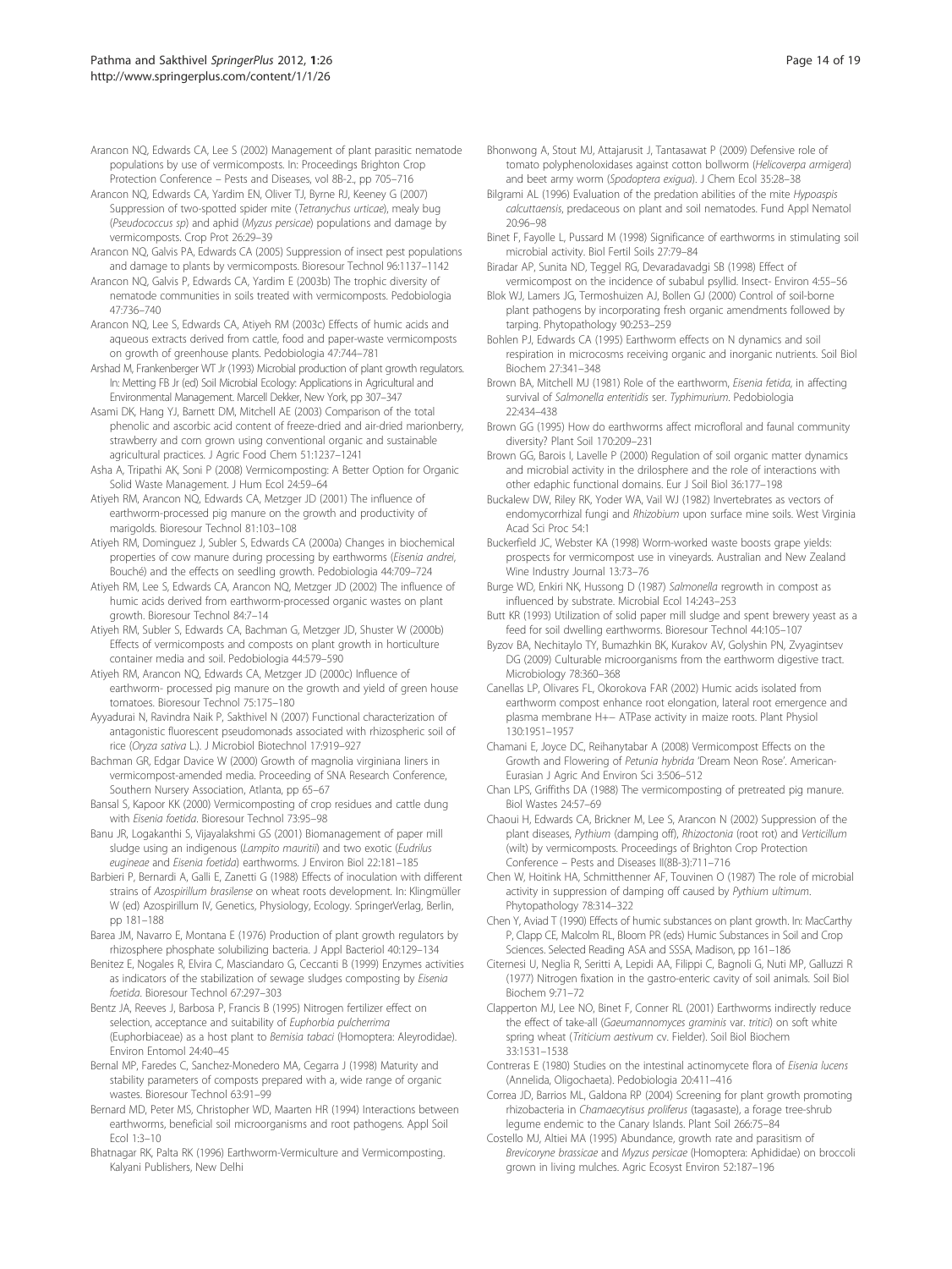Arancon NQ, Edwards CA, Lee S (2002) Management of plant parasitic nematode populations by use of vermicomposts. In: Proceedings Brighton Crop Protection Conference – Pests and Diseases, vol 8B-2., pp 705–716

Arancon NQ, Edwards CA, Yardim EN, Oliver TJ, Byrne RJ, Keeney G (2007) Suppression of two-spotted spider mite (*Tetranychus urticae*), mealy bug (*Pseudococcus sp*) and aphid (*Myzus persicae*) populations and damage by vermicomposts. Crop Prot 26:29–39

Arancon NQ, Galvis PA, Edwards CA (2005) Suppression of insect pest populations and damage to plants by vermicomposts. Bioresour Technol 96:1137–1142

Arancon NQ, Galvis P, Edwards CA, Yardim E (2003b) The trophic diversity of nematode communities in soils treated with vermicomposts. Pedobiologia 47:736–740

Arancon NQ, Lee S, Edwards CA, Atiyeh RM (2003c) Effects of humic acids and aqueous extracts derived from cattle, food and paper-waste vermicomposts on growth of greenhouse plants. Pedobiologia 47:744–781

Arshad M, Frankenberger WT Jr (1993) Microbial production of plant growth regulators. In: Metting FB Jr (ed) Soil Microbial Ecology: Applications in Agricultural and Environmental Management. Marcell Dekker, New York, pp 307–347

Asami DK, Hang YJ, Barnett DM, Mitchell AE (2003) Comparison of the total phenolic and ascorbic acid content of freeze-dried and air-dried marionberry, strawberry and corn grown using conventional organic and sustainable agricultural practices. J Agric Food Chem 51:1237–1241

Asha A, Tripathi AK, Soni P (2008) Vermicomposting: A Better Option for Organic Solid Waste Management. J Hum Ecol 24:59–64

Atiyeh RM, Arancon NQ, Edwards CA, Metzger JD (2001) The influence of earthworm-processed pig manure on the growth and productivity of marigolds. Bioresour Technol 81:103–108

Atiyeh RM, Dominguez J, Subler S, Edwards CA (2000a) Changes in biochemical properties of cow manure during processing by earthworms (*Eisenia andrei*, Bouché) and the effects on seedling growth. Pedobiologia 44:709–724

Atiyeh RM, Lee S, Edwards CA, Arancon NQ, Metzger JD (2002) The influence of humic acids derived from earthworm-processed organic wastes on plant growth. Bioresour Technol 84:7–14

Atiyeh RM, Subler S, Edwards CA, Bachman G, Metzger JD, Shuster W (2000b) Effects of vermicomposts and composts on plant growth in horticulture container media and soil. Pedobiologia 44:579–590

Atiyeh RM, Arancon NQ, Edwards CA, Metzger JD (2000c) Influence of earthworm- processed pig manure on the growth and yield of green house tomatoes. Bioresour Technol 75:175–180

Ayyadurai N, Ravindra Naik P, Sakthivel N (2007) Functional characterization of antagonistic fluorescent pseudomonads associated with rhizospheric soil of rice (*Oryza sativa* L.). J Microbiol Biotechnol 17:919–927

Bachman GR, Edgar Davice W (2000) Growth of magnolia virginiana liners in vermicompost-amended media. Proceeding of SNA Research Conference, Southern Nursery Association, Atlanta, pp 65–67

Bansal S, Kapoor KK (2000) Vermicomposting of crop residues and cattle dung with *Eisenia foetida*. Bioresour Technol 73:95–98

Banu JR, Logakanthi S, Vijayalakshmi GS (2001) Biomanagement of paper mill sludge using an indigenous (*Lampito mauritii*) and two exotic (*Eudrilus eugineae* and *Eisenia foetida*) earthworms. J Environ Biol 22:181–185

Barbieri P, Bernardi A, Galli E, Zanetti G (1988) Effects of inoculation with different strains of *Azospirillum brasilense* on wheat roots development. In: Klingmüller W (ed) Azospirillum IV, Genetics, Physiology, Ecology. SpringerVerlag, Berlin, pp 181–188

Barea JM, Navarro E, Montana E (1976) Production of plant growth regulators by rhizosphere phosphate solubilizing bacteria. J Appl Bacteriol 40:129–134

Benitez E, Nogales R, Elvira C, Masciandaro G, Ceccanti B (1999) Enzymes activities as indicators of the stabilization of sewage sludges composting by *Eisenia foetida*. Bioresour Technol 67:297–303

Bentz JA, Reeves J, Barbosa P, Francis B (1995) Nitrogen fertilizer effect on selection, acceptance and suitability of *Euphorbia pulcherrima* (Euphorbiaceae) as a host plant to *Bemisia tabaci* (Homoptera: Aleyrodidae). Environ Entomol 24:40–45

Bernal MP, Faredes C, Sanchez-Monedero MA, Cegarra J (1998) Maturity and stability parameters of composts prepared with a, wide range of organic wastes. Bioresour Technol 63:91–99

Bernard MD, Peter MS, Christopher WD, Maarten HR (1994) Interactions between earthworms, beneficial soil microorganisms and root pathogens. Appl Soil Ecol 1:3–10

Bhatnagar RK, Palta RK (1996) Earthworm-Vermiculture and Vermicomposting. Kalyani Publishers, New Delhi

Bhonwong A, Stout MJ, Attajarusit J, Tantasawat P (2009) Defensive role of tomato polyphenoloxidases against cotton bollworm (*Helicoverpa armigera*) and beet army worm (*Spodoptera exigua*). J Chem Ecol 35:28–38

Bilgrami AL (1996) Evaluation of the predation abilities of the mite *Hypoaspis calcuttaensis*, predaceous on plant and soil nematodes. Fund Appl Nematol 20:96–98

Binet F, Fayolle L, Pussard M (1998) Significance of earthworms in stimulating soil microbial activity. Biol Fertil Soils 27:79–84

Biradar AP, Sunita ND, Teggel RG, Devaradavadgi SB (1998) Effect of vermicompost on the incidence of subabul psyllid. Insect- Environ 4:55–56

Blok WJ, Lamers JG, Termoshuizen AJ, Bollen GJ (2000) Control of soil-borne plant pathogens by incorporating fresh organic amendments followed by tarping. Phytopathology 90:253–259

Bohlen PJ, Edwards CA (1995) Earthworm effects on N dynamics and soil respiration in microcosms receiving organic and inorganic nutrients. Soil Biol Biochem 27:341–348

Brown BA, Mitchell MJ (1981) Role of the earthworm, *Eisenia fetida*, in affecting survival of *Salmonella enteritidis* ser. *Typhimurium*. Pedobiologia 22:434–438

Brown GG (1995) How do earthworms affect microfloral and faunal community diversity? Plant Soil 170:209–231

Brown GG, Barois I, Lavelle P (2000) Regulation of soil organic matter dynamics and microbial activity in the drilosphere and the role of interactions with other edaphic functional domains. Eur J Soil Biol 36:177–198

Buckalew DW, Riley RK, Yoder WA, Vail WJ (1982) Invertebrates as vectors of endomycorrhizal fungi and *Rhizobium* upon surface mine soils. West Virginia Acad Sci Proc 54:1

Buckerfield JC, Webster KA (1998) Worm-worked waste boosts grape yields: prospects for vermicompost use in vineyards. Australian and New Zealand Wine Industry Journal 13:73–76

Burge WD, Enkiri NK, Hussong D (1987) *Salmonella* regrowth in compost as influenced by substrate. Microbial Ecol 14:243–253

Butt KR (1993) Utilization of solid paper mill sludge and spent brewery yeast as a feed for soil dwelling earthworms. Bioresour Technol 44:105–107

Byzov BA, Nechitaylo TY, Bumazhkin BK, Kurakov AV, Golyshin PN, Zvyagintsev DG (2009) Culturable microorganisms from the earthworm digestive tract. Microbiology 78:360–368

Canellas LP, Olivares FL, Okorokova FAR (2002) Humic acids isolated from earthworm compost enhance root elongation, lateral root emergence and plasma membrane H+− ATPase activity in maize roots. Plant Physiol 130:1951–1957

Chamani E, Joyce DC, Reihanytabar A (2008) Vermicompost Effects on the Growth and Flowering of *Petunia hybrida* 'Dream Neon Rose'. American-Eurasian J Agric And Environ Sci 3:506–512

Chan LPS, Griffiths DA (1988) The vermicomposting of pretreated pig manure. Biol Wastes 24:57–69

Chaoui H, Edwards CA, Brickner M, Lee S, Arancon N (2002) Suppression of the plant diseases, *Pythium* (damping off), *Rhizoctonia* (root rot) and *Verticillum* (wilt) by vermicomposts. Proceedings of Brighton Crop Protection Conference – Pests and Diseases II(8B-3):711–716

Chen W, Hoitink HA, Schmitthenner AF, Touvinen O (1987) The role of microbial activity in suppression of damping off caused by *Pythium ultimum*. Phytopathology 78:314–322

Chen Y, Aviad T (1990) Effects of humic substances on plant growth. In: MacCarthy P, Clapp CE, Malcolm RL, Bloom PR (eds) Humic Substances in Soil and Crop Sciences. Selected Reading ASA and SSSA, Madison, pp 161–186

Citernesi U, Neglia R, Seritti A, Lepidi AA, Filippi C, Bagnoli G, Nuti MP, Galluzzi R (1977) Nitrogen fixation in the gastro-enteric cavity of soil animals. Soil Biol Biochem 9:71–72

Clapperton MJ, Lee NO, Binet F, Conner RL (2001) Earthworms indirectly reduce the effect of take-all (*Gaeumannomyces graminis* var. *tritici*) on soft white spring wheat (*Triticium aestivum* cv. Fielder). Soil Biol Biochem 33:1531–1538

Contreras E (1980) Studies on the intestinal actinomycete flora of *Eisenia lucens* (Annelida, Oligochaeta). Pedobiologia 20:411–416

Correa JD, Barrios ML, Galdona RP (2004) Screening for plant growth promoting rhizobacteria in *Chamaecytisus proliferus* (tagasaste), a forage tree-shrub legume endemic to the Canary Islands. Plant Soil 266:75–84

Costello MJ, Altiei MA (1995) Abundance, growth rate and parasitism of *Brevicoryne brassicae* and *Myzus persicae* (Homoptera: Aphididae) on broccoli grown in living mulches. Agric Ecosyst Environ 52:187–196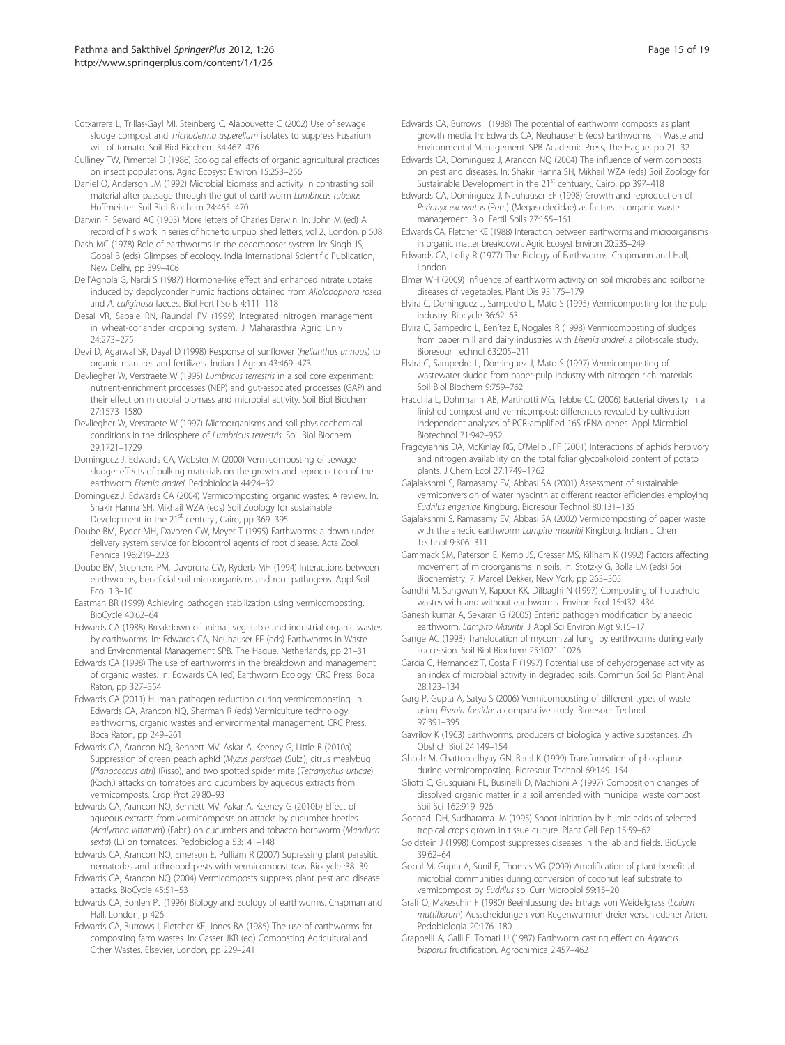Cotxarrera L, Trillas-Gayl MI, Steinberg C, Alabouvette C (2002) Use of sewage sludge compost and *Trichoderma asperellum* isolates to suppress Fusarium wilt of tomato. Soil Biol Biochem 34:467–476

Culliney TW, Pimentel D (1986) Ecological effects of organic agricultural practices on insect populations. Agric Ecosyst Environ 15:253–256

Daniel O, Anderson JM (1992) Microbial biomass and activity in contrasting soil material after passage through the gut of earthworm *Lumbricus rubellus* Hoffmeister. Soil Biol Biochem 24:465–470

Darwin F, Seward AC (1903) More letters of Charles Darwin. In: John M (ed) A record of his work in series of hitherto unpublished letters, vol 2., London, p 508

Dash MC (1978) Role of earthworms in the decomposer system. In: Singh JS, Gopal B (eds) Glimpses of ecology. India International Scientific Publication, New Delhi, pp 399–406

Dell'Agnola G, Nardi S (1987) Hormone-like effect and enhanced nitrate uptake induced by depolyconder humic fractions obtained from *Allolobophora rosea* and *A. caliginosa* faeces. Biol Fertil Soils 4:111–118

Desai VR, Sabale RN, Raundal PV (1999) Integrated nitrogen management in wheat-coriander cropping system. J Maharasthra Agric Univ 24:273–275

Devi D, Agarwal SK, Dayal D (1998) Response of sunflower (*Helianthus annuus*) to organic manures and fertilizers. Indian J Agron 43:469–473

Devliegher W, Verstraete W (1995) *Lumbricus terrestris* in a soil core experiment: nutrient-enrichment processes (NEP) and gut-associated processes (GAP) and their effect on microbial biomass and microbial activity. Soil Biol Biochem 27:1573–1580

Devliegher W, Verstraete W (1997) Microorganisms and soil physicochemical conditions in the drilosphere of *Lumbricus terrestris*. Soil Biol Biochem 29:1721–1729

Dominguez J, Edwards CA, Webster M (2000) Vermicomposting of sewage sludge: effects of bulking materials on the growth and reproduction of the earthworm *Eisenia andrei*. Pedobiologia 44:24–32

Dominguez J, Edwards CA (2004) Vermicomposting organic wastes: A review. In: Shakir Hanna SH, Mikhail WZA (eds) Soil Zoology for sustainable Development in the 21st century., Cairo, pp 369–395

Doube BM, Ryder MH, Davoren CW, Meyer T (1995) Earthworms: a down under delivery system service for biocontrol agents of root disease. Acta Zool Fennica 196:219–223

Doube BM, Stephens PM, Davorena CW, Ryderb MH (1994) Interactions between earthworms, beneficial soil microorganisms and root pathogens. Appl Soil Ecol 1:3–10

Eastman BR (1999) Achieving pathogen stabilization using vermicomposting. BioCycle 40:62–64

Edwards CA (1988) Breakdown of animal, vegetable and industrial organic wastes by earthworms. In: Edwards CA, Neuhauser EF (eds) Earthworms in Waste and Environmental Management SPB. The Hague, Netherlands, pp 21–31

Edwards CA (1998) The use of earthworms in the breakdown and management of organic wastes. In: Edwards CA (ed) Earthworm Ecology. CRC Press, Boca Raton, pp 327–354

Edwards CA (2011) Human pathogen reduction during vermicomposting. In: Edwards CA, Arancon NQ, Sherman R (eds) Vermiculture technology: earthworms, organic wastes and environmental management. CRC Press, Boca Raton, pp 249–261

Edwards CA, Arancon NQ, Bennett MV, Askar A, Keeney G, Little B (2010a) Suppression of green peach aphid (*Myzus persicae*) (Sulz.), citrus mealybug (*Planococcus citri*) (Risso), and two spotted spider mite (*Tetranychus urticae*) (Koch.) attacks on tomatoes and cucumbers by aqueous extracts from vermicomposts. Crop Prot 29:80–93

Edwards CA, Arancon NQ, Bennett MV, Askar A, Keeney G (2010b) Effect of aqueous extracts from vermicomposts on attacks by cucumber beetles (*Acalymna vittatum*) (Fabr.) on cucumbers and tobacco hornworm (*Manduca sexta*) (L.) on tomatoes. Pedobiologia 53:141–148

Edwards CA, Arancon NQ, Emerson E, Pulliam R (2007) Supressing plant parasitic nematodes and arthropod pests with vermicompost teas. Biocycle :38–39

Edwards CA, Arancon NQ (2004) Vermicomposts suppress plant pest and disease attacks. BioCycle 45:51–53

Edwards CA, Bohlen PJ (1996) Biology and Ecology of earthworms. Chapman and Hall, London, p 426

Edwards CA, Burrows I, Fletcher KE, Jones BA (1985) The use of earthworms for composting farm wastes. In: Gasser JKR (ed) Composting Agricultural and Other Wastes. Elsevier, London, pp 229–241

Edwards CA, Burrows I (1988) The potential of earthworm composts as plant growth media. In: Edwards CA, Neuhauser E (eds) Earthworms in Waste and Environmental Management. SPB Academic Press, The Hague, pp 21–32

Edwards CA, Dominguez J, Arancon NQ (2004) The influence of vermicomposts on pest and diseases. In: Shakir Hanna SH, Mikhail WZA (eds) Soil Zoology for Sustainable Development in the 21st centuary., Cairo, pp 397–418

Edwards CA, Dominguez J, Neuhauser EF (1998) Growth and reproduction of *Perionyx excavatus* (Perr.) (Megascolecidae) as factors in organic waste management. Biol Fertil Soils 27:155–161

Edwards CA, Fletcher KE (1988) Interaction between earthworms and microorganisms in organic matter breakdown. Agric Ecosyst Environ 20:235–249

Edwards CA, Lofty R (1977) The Biology of Earthworms. Chapmann and Hall, London

Elmer WH (2009) Influence of earthworm activity on soil microbes and soilborne diseases of vegetables. Plant Dis 93:175–179

Elvira C, Dominguez J, Sampedro L, Mato S (1995) Vermicomposting for the pulp industry. Biocycle 36:62–63

Elvira C, Sampedro L, Benítez E, Nogales R (1998) Vermicomposting of sludges from paper mill and dairy industries with *Eisenia andrei*: a pilot-scale study. Bioresour Technol 63:205–211

Elvira C, Sampedro L, Dominguez J, Mato S (1997) Vermicomposting of wastewater sludge from paper-pulp industry with nitrogen rich materials. Soil Biol Biochem 9:759–762

Fracchia L, Dohrmann AB, Martinotti MG, Tebbe CC (2006) Bacterial diversity in a finished compost and vermicompost: differences revealed by cultivation independent analyses of PCR-amplified 16S rRNA genes. Appl Microbiol Biotechnol 71:942–952

Fragoyiannis DA, McKinlay RG, D'Mello JPF (2001) Interactions of aphids herbivory and nitrogen availability on the total foliar glycoalkoloid content of potato plants. J Chem Ecol 27:1749–1762

Gajalakshmi S, Ramasamy EV, Abbasi SA (2001) Assessment of sustainable vermiconversion of water hyacinth at different reactor efficiencies employing *Eudrilus engeniae* Kingburg. Bioresour Technol 80:131–135

Gajalakshmi S, Ramasamy EV, Abbasi SA (2002) Vermicomposting of paper waste with the anecic earthworm *Lampito mauritii* Kingburg. Indian J Chem Technol 9:306–311

Gammack SM, Paterson E, Kemp JS, Cresser MS, Killham K (1992) Factors affecting movement of microorganisms in soils. In: Stotzky G, Bolla LM (eds) Soil Biochemistry, 7. Marcel Dekker, New York, pp 263–305

Gandhi M, Sangwan V, Kapoor KK, Dilbaghi N (1997) Composting of household wastes with and without earthworms. Environ Ecol 15:432–434

Ganesh kumar A, Sekaran G (2005) Enteric pathogen modification by anaecic earthworm, *Lampito Mauritii*. J Appl Sci Environ Mgt 9:15–17

Gange AC (1993) Translocation of mycorrhizal fungi by earthworms during early succession. Soil Biol Biochem 25:1021–1026

Garcia C, Hernandez T, Costa F (1997) Potential use of dehydrogenase activity as an index of microbial activity in degraded soils. Commun Soil Sci Plant Anal 28:123–134

Garg P, Gupta A, Satya S (2006) Vermicomposting of different types of waste using *Eisenia foetida*: a comparative study. Bioresour Technol 97:391–395

Gavrilov K (1963) Earthworms, producers of biologically active substances. Zh Obshch Biol 24:149–154

Ghosh M, Chattopadhyay GN, Baral K (1999) Transformation of phosphorus during vermicomposting. Bioresour Technol 69:149–154

Gliotti C, Giusquiani PL, Businelli D, Machioni A (1997) Composition changes of dissolved organic matter in a soil amended with municipal waste compost. Soil Sci 162:919–926

Goenadi DH, Sudharama IM (1995) Shoot initiation by humic acids of selected tropical crops grown in tissue culture. Plant Cell Rep 15:59–62

Goldstein J (1998) Compost suppresses diseases in the lab and fields. BioCycle 39:62–64

Gopal M, Gupta A, Sunil E, Thomas VG (2009) Amplification of plant beneficial microbial communities during conversion of coconut leaf substrate to vermicompost by *Eudrilus* sp. Curr Microbiol 59:15–20

Graff O, Makeschin F (1980) Beeinlussung des Ertrags von Weidelgrass (*Lolium muttiflorum*) Ausscheidungen von Regenwurmen dreier verschiedener Arten. Pedobiologia 20:176–180

Grappelli A, Galli E, Tomati U (1987) Earthworm casting effect on *Agaricus bisporus* fructification. Agrochimica 2:457–462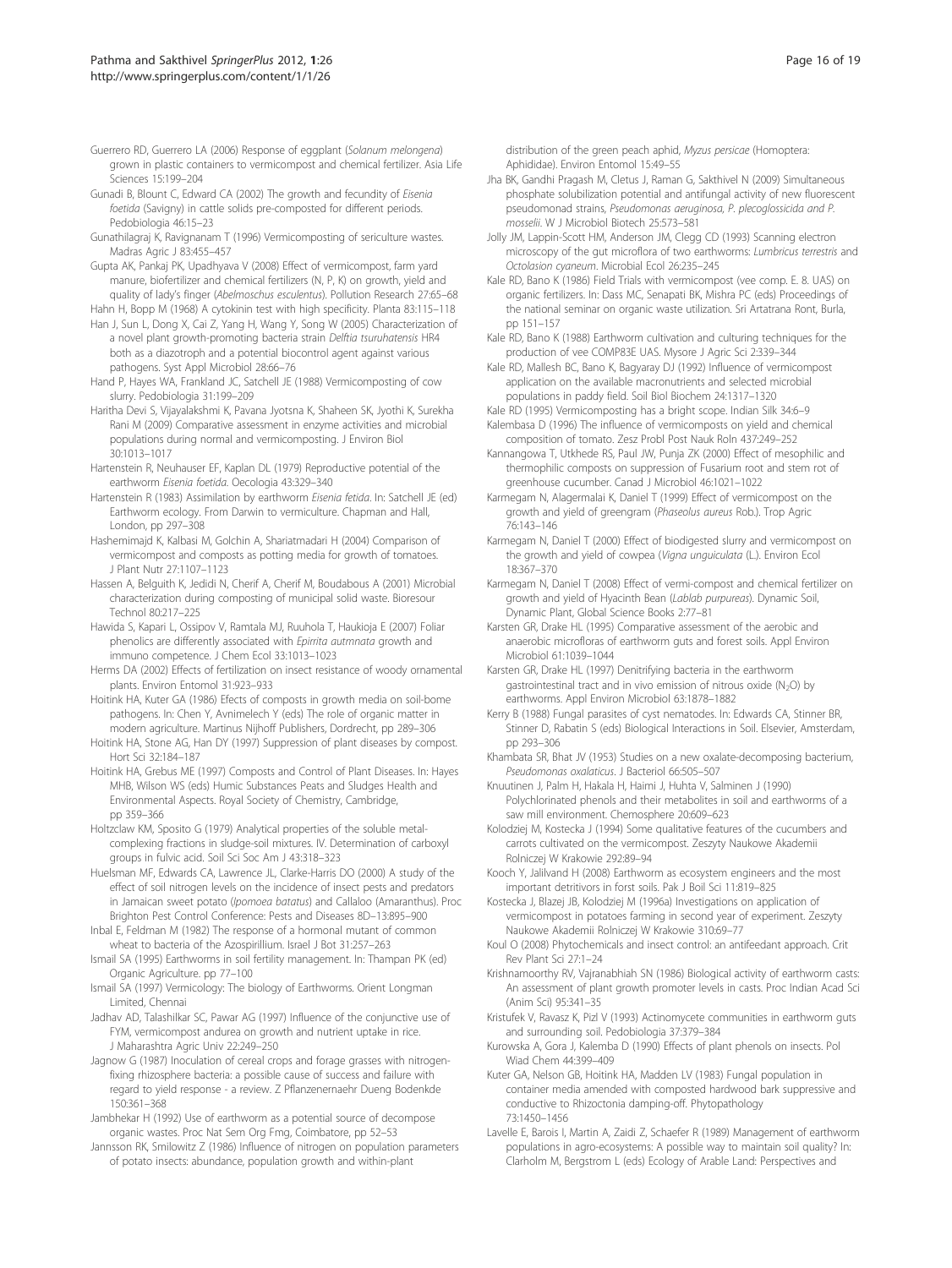Guerrero RD, Guerrero LA (2006) Response of eggplant (*Solanum melongena*) grown in plastic containers to vermicompost and chemical fertilizer. Asia Life Sciences 15:199–204

Gunadi B, Blount C, Edward CA (2002) The growth and fecundity of *Eisenia foetida* (Savigny) in cattle solids pre-composted for different periods. Pedobiologia 46:15–23

Gunathilagraj K, Ravignanam T (1996) Vermicomposting of sericulture wastes. Madras Agric J 83:455–457

Gupta AK, Pankaj PK, Upadhyava V (2008) Effect of vermicompost, farm yard manure, biofertilizer and chemical fertilizers (N, P, K) on growth, yield and quality of lady's finger (*Abelmoschus esculentus*). Pollution Research 27:65–68

Hahn H, Bopp M (1968) A cytokinin test with high specificity. Planta 83:115–118

Han J, Sun L, Dong X, Cai Z, Yang H, Wang Y, Song W (2005) Characterization of a novel plant growth-promoting bacteria strain *Delftia tsuruhatensis* HR4 both as a diazotroph and a potential biocontrol agent against various pathogens. Syst Appl Microbiol 28:66–76

Hand P, Hayes WA, Frankland JC, Satchell JE (1988) Vermicomposting of cow slurry. Pedobiologia 31:199–209

Haritha Devi S, Vijayalakshmi K, Pavana Jyotsna K, Shaheen SK, Jyothi K, Surekha Rani M (2009) Comparative assessment in enzyme activities and microbial populations during normal and vermicomposting. J Environ Biol 30:1013–1017

Hartenstein R, Neuhauser EF, Kaplan DL (1979) Reproductive potential of the earthworm *Eisenia foetida*. Oecologia 43:329–340

Hartenstein R (1983) Assimilation by earthworm *Eisenia fetida*. In: Satchell JE (ed) Earthworm ecology. From Darwin to vermiculture. Chapman and Hall, London, pp 297–308

Hashemimajd K, Kalbasi M, Golchin A, Shariatmadari H (2004) Comparison of vermicompost and composts as potting media for growth of tomatoes. J Plant Nutr 27:1107–1123

Hassen A, Belguith K, Jedidi N, Cherif A, Cherif M, Boudabous A (2001) Microbial characterization during composting of municipal solid waste. Bioresour Technol 80:217–225

Hawida S, Kapari L, Ossipov V, Ramtala MJ, Ruuhola T, Haukioja E (2007) Foliar phenolics are differently associated with *Epirrita autmnata* growth and immuno competence. J Chem Ecol 33:1013–1023

Herms DA (2002) Effects of fertilization on insect resistance of woody ornamental plants. Environ Entomol 31:923–933

Hoitink HA, Kuter GA (1986) Efects of composts in growth media on soil-bome pathogens. In: Chen Y, Avnimelech Y (eds) The role of organic matter in modern agriculture. Martinus Nijhoff Publishers, Dordrecht, pp 289–306

Hoitink HA, Stone AG, Han DY (1997) Suppression of plant diseases by compost. Hort Sci 32:184–187

Hoitink HA, Grebus ME (1997) Composts and Control of Plant Diseases. In: Hayes MHB, Wilson WS (eds) Humic Substances Peats and Sludges Health and Environmental Aspects. Royal Society of Chemistry, Cambridge, pp 359–366

Holtzclaw KM, Sposito G (1979) Analytical properties of the soluble metal-complexing fractions in sludge-soil mixtures. IV. Determination of carboxyl groups in fulvic acid. Soil Sci Soc Am J 43:318–323

Huelsman MF, Edwards CA, Lawrence JL, Clarke-Harris DO (2000) A study of the effect of soil nitrogen levels on the incidence of insect pests and predators in Jamaican sweet potato (*Ipomoea batatus*) and Callaloo (Amaranthus). Proc Brighton Pest Control Conference: Pests and Diseases 8D–13:895–900

Inbal E, Feldman M (1982) The response of a hormonal mutant of common wheat to bacteria of the Azospirillium. Israel J Bot 31:257–263

Ismail SA (1995) Earthworms in soil fertility management. In: Thampan PK (ed) Organic Agriculture. pp 77–100

Ismail SA (1997) Vermicology: The biology of Earthworms. Orient Longman Limited, Chennai

Jadhav AD, Talashilkar SC, Pawar AG (1997) Influence of the conjunctive use of FYM, vermicompost andurea on growth and nutrient uptake in rice. J Maharashtra Agric Univ 22:249–250

Jagnow G (1987) Inoculation of cereal crops and forage grasses with nitrogen-fixing rhizosphere bacteria: a possible cause of success and failure with regard to yield response - a review. Z Pflanzenernaehr Dueng Bodenkde 150:361–368

Jambhekar H (1992) Use of earthworm as a potential source of decompose organic wastes. Proc Nat Sem Org Fmg, Coimbatore, pp 52–53

Jannsson RK, Smilowitz Z (1986) Influence of nitrogen on population parameters of potato insects: abundance, population growth and within-plant distribution of the green peach aphid, *Myzus persicae* (Homoptera: Aphididae). Environ Entomol 15:49–55

Jha BK, Gandhi Pragash M, Cletus J, Raman G, Sakthivel N (2009) Simultaneous phosphate solubilization potential and antifungal activity of new fluorescent pseudomonad strains, *Pseudomonas aeruginosa, P. plecoglossicida and P. mosselii*. W J Microbiol Biotech 25:573–581

Jolly JM, Lappin-Scott HM, Anderson JM, Clegg CD (1993) Scanning electron microscopy of the gut microflora of two earthworms: *Lumbricus terrestris* and *Octolasion cyaneum*. Microbial Ecol 26:235–245

Kale RD, Bano K (1986) Field Trials with vermicompost (vee comp. E. 8. UAS) on organic fertilizers. In: Dass MC, Senapati BK, Mishra PC (eds) Proceedings of the national seminar on organic waste utilization. Sri Artatrana Ront, Burla, pp 151–157

Kale RD, Bano K (1988) Earthworm cultivation and culturing techniques for the production of vee COMP83E UAS. Mysore J Agric Sci 2:339–344

Kale RD, Mallesh BC, Bano K, Bagyaray DJ (1992) Influence of vermicompost application on the available macronutrients and selected microbial populations in paddy field. Soil Biol Biochem 24:1317–1320

Kale RD (1995) Vermicomposting has a bright scope. Indian Silk 34:6–9

Kalembasa D (1996) The influence of vermicomposts on yield and chemical composition of tomato. Zesz Probl Post Nauk Roln 437:249–252

Kannangowa T, Utkhede RS, Paul JW, Punja ZK (2000) Effect of mesophilic and thermophilic composts on suppression of Fusarium root and stem rot of greenhouse cucumber. Canad J Microbiol 46:1021–1022

Karmegam N, Alagermalai K, Daniel T (1999) Effect of vermicompost on the growth and yield of greengram (*Phaseolus aureus* Rob.). Trop Agric 76:143–146

Karmegam N, Daniel T (2000) Effect of biodigested slurry and vermicompost on the growth and yield of cowpea (*Vigna unguiculata* (L.). Environ Ecol 18:367–370

Karmegam N, Daniel T (2008) Effect of vermi-compost and chemical fertilizer on growth and yield of Hyacinth Bean (*Lablab purpureas*). Dynamic Soil, Dynamic Plant, Global Science Books 2:77–81

Karsten GR, Drake HL (1995) Comparative assessment of the aerobic and anaerobic microfloras of earthworm guts and forest soils. Appl Environ Microbiol 61:1039–1044

Karsten GR, Drake HL (1997) Denitrifying bacteria in the earthworm gastrointestinal tract and in vivo emission of nitrous oxide ($N_2O$) by earthworms. Appl Environ Microbiol 63:1878–1882

Kerry B (1988) Fungal parasites of cyst nematodes. In: Edwards CA, Stinner BR, Stinner D, Rabatin S (eds) Biological Interactions in Soil. Elsevier, Amsterdam, pp 293–306

Khambata SR, Bhat JV (1953) Studies on a new oxalate-decomposing bacterium, *Pseudomonas oxalaticus*. J Bacteriol 66:505–507

Knuutinen J, Palm H, Hakala H, Haimi J, Huhta V, Salminen J (1990) Polychlorinated phenols and their metabolites in soil and earthworms of a saw mill environment. Chemosphere 20:609–623

Kolodziej M, Kostecka J (1994) Some qualitative features of the cucumbers and carrots cultivated on the vermicompost. Zeszyty Naukowe Akademii Rolniczej W Krakowie 292:89–94

Kooch Y, Jalilvand H (2008) Earthworm as ecosystem engineers and the most important detritivors in forst soils. Pak J Boil Sci 11:819–825

Kostecka J, Blazej JB, Kolodziej M (1996a) Investigations on application of vermicompost in potatoes farming in second year of experiment. Zeszyty Naukowe Akademii Rolniczej W Krakowie 310:69–77

Koul O (2008) Phytochemicals and insect control: an antifeedant approach. Crit Rev Plant Sci 27:1–24

Krishnamoorthy RV, Vajranabhiah SN (1986) Biological activity of earthworm casts: An assessment of plant growth promoter levels in casts. Proc Indian Acad Sci (Anim Sci) 95:341–35

Kristufek V, Ravasz K, Pizl V (1993) Actinomycete communities in earthworm guts and surrounding soil. Pedobiologia 37:379–384

Kurowska A, Gora J, Kalemba D (1990) Effects of plant phenols on insects. Pol Wiad Chem 44:399–409

Kuter GA, Nelson GB, Hoitink HA, Madden LV (1983) Fungal population in container media amended with composted hardwood bark suppressive and conductive to Rhizoctonia damping-off. Phytopathology 73:1450–1456

Lavelle E, Barois I, Martin A, Zaidi Z, Schaefer R (1989) Management of earthworm populations in agro-ecosystems: A possible way to maintain soil quality? In: Clarholm M, Bergstrom L (eds) Ecology of Arable Land: Perspectives and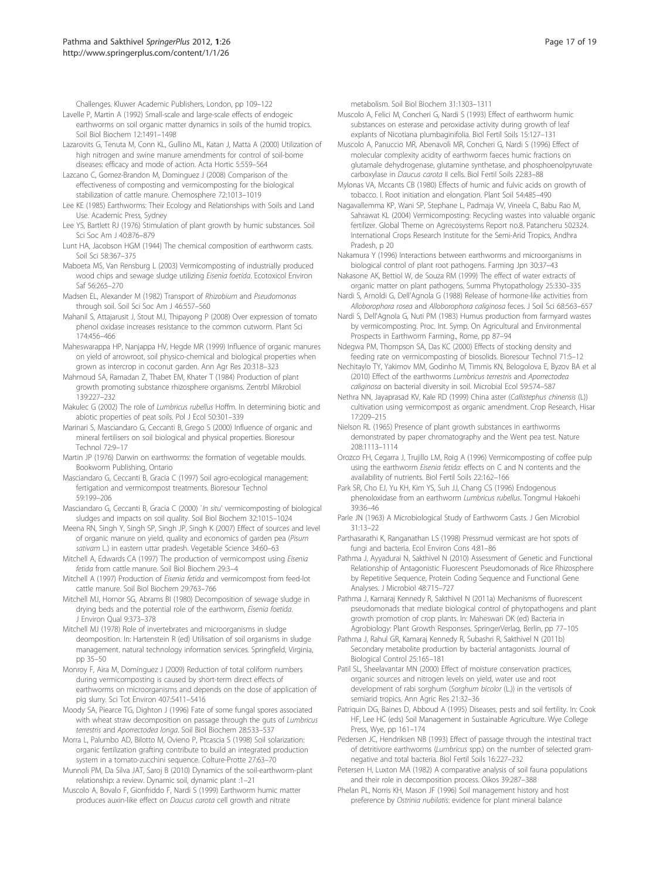Challenges. Kluwer Academic Publishers, London, pp 109–122

Lavelle P, Martin A (1992) Small-scale and large-scale effects of endogeic earthworms on soil organic matter dynamics in soils of the humid tropics. Soil Biol Biochem 12:1491–1498

Lazarovits G, Tenuta M, Conn KL, Gullino ML, Katan J, Matta A (2000) Utilization of high nitrogen and swine manure amendments for control of soil-borne diseases: efficacy and mode of action. Acta Hortic 5:559–564

Lazcano C, Gomez-Brandon M, Dominguez J (2008) Comparison of the effectiveness of composting and vermicomposting for the biological stabilization of cattle manure. Chemosphere 72:1013–1019

Lee KE (1985) Earthworms: Their Ecology and Relationships with Soils and Land Use. Academic Press, Sydney

Lee YS, Bartlett RJ (1976) Stimulation of plant growth by humic substances. Soil Sci Soc Am J 40:876–879

Lunt HA, Jacobson HGM (1944) The chemical composition of earthworm casts. Soil Sci 58:367–375

Maboeta MS, Van Rensburg L (2003) Vermicomposting of industrially produced wood chips and sewage sludge utilizing *Eisenia foetida*. Ecotoxicol Environ Saf 56:265–270

Madsen EL, Alexander M (1982) Transport of *Rhizobium* and *Pseudomonas* through soil. Soil Sci Soc Am J 46:557–560

Mahanil S, Attajarusit J, Stout MJ, Thipayong P (2008) Over expression of tomato phenol oxidase increases resistance to the common cutworm. Plant Sci 174:456–466

Maheswarappa HP, Nanjappa HV, Hegde MR (1999) Influence of organic manures on yield of arrowroot, soil physico-chemical and biological properties when grown as intercrop in coconut garden. Ann Agr Res 20:318–323

Mahmoud SA, Ramadan Z, Thabet EM, Khater T (1984) Production of plant growth promoting substance rhizosphere organisms. Zentrbl Mikrobiol 139:227–232

Makulec G (2002) The role of *Lumbricus rubellus* Hoffm. In determining biotic and abiotic properties of peat soils. Pol J Ecol 50:301–339

Marinari S, Masciandaro G, Ceccanti B, Grego S (2000) Influence of organic and mineral fertilisers on soil biological and physical properties. Bioresour Technol 72:9–17

Martin JP (1976) Darwin on earthworms: the formation of vegetable moulds. Bookworm Publishing, Ontario

Masciandaro G, Ceccanti B, Gracia C (1997) Soil agro-ecological management: fertigation and vermicompost treatments. Bioresour Technol 59:199–206

Masciandaro G, Ceccanti B, Gracia C (2000) `*In situ*' vermicomposting of biological sludges and impacts on soil quality. Soil Biol Biochem 32:1015–1024

Meena RN, Singh Y, Singh SP, Singh JP, Singh K (2007) Effect of sources and level of organic manure on yield, quality and economics of garden pea (*Pisum sativam* L.) in eastern uttar pradesh. Vegetable Science 34:60–63

Mitchell A, Edwards CA (1997) The production of vermicompost using *Eisenia fetida* from cattle manure. Soil Biol Biochem 29:3–4

Mitchell A (1997) Production of *Eisenia fetida* and vermicompost from feed-lot cattle manure. Soil Biol Biochem 29:763–766

Mitchell MJ, Hornor SG, Abrams BI (1980) Decomposition of sewage sludge in drying beds and the potential role of the earthworm, *Eisenia foetida*. J Environ Qual 9:373–378

Mitchell MJ (1978) Role of invertebrates and microorganisms in sludge deomposition. In: Hartenstein R (ed) Utilisation of soil organisms in sludge management. natural technology information services. Springfield, Virginia, pp 35–50

Monroy F, Aira M, Domínguez J (2009) Reduction of total coliform numbers during vermicomposting is caused by short-term direct effects of earthworms on microorganisms and depends on the dose of application of pig slurry. Sci Tot Environ 407:5411–5416

Moody SA, Piearce TG, Dighton J (1996) Fate of some fungal spores associated with wheat straw decomposition on passage through the guts of *Lumbricus terrestris* and *Aporrectodea longa*. Soil Biol Biochem 28:533–537

Morra L, Palumbo AD, Bilotto M, Ovieno P, Ptcascia S (1998) Soil solarization: organic fertilization grafting contribute to build an integrated production system in a tomato-zucchini sequence. Colture-Protte 27:63–70

Munnoli PM, Da Silva JAT, Saroj B (2010) Dynamics of the soil-earthworm-plant relationship: a review. Dynamic soil, dynamic plant :1–21

Muscolo A, Bovalo F, Gionfriddo F, Nardi S (1999) Earthworm humic matter produces auxin-like effect on *Daucus carota* cell growth and nitrate metabolism. Soil Biol Biochem 31:1303–1311

Muscolo A, Felici M, Concheri G, Nardi S (1993) Effect of earthworm humic substances on esterase and peroxidase activity during growth of leaf explants of Nicotiana plumbaginifolia. Biol Fertil Soils 15:127–131

Muscolo A, Panuccio MR, Abenavoli MR, Concheri G, Nardi S (1996) Effect of molecular complexity acidity of earthworm faeces humic fractions on glutamate dehydrogenase, glutamine synthetase, and phosphoenolpyruvate carboxylase in *Daucus carota* II cells. Biol Fertil Soils 22:83–88

Mylonas VA, Mccants CB (1980) Effects of humic and fulvic acids on growth of tobacco. I. Root initiation and elongation. Plant Soil 54:485–490

Nagavallemma KP, Wani SP, Stephane L, Padmaja VV, Vineela C, Babu Rao M, Sahrawat KL (2004) Vermicomposting: Recycling wastes into valuable organic fertilizer. Global Theme on Agrecosystems Report no.8. Patancheru 502324. International Crops Research Institute for the Semi-Arid Tropics, Andhra Pradesh, p 20

Nakamura Y (1996) Interactions between earthworms and microorganisms in biological control of plant root pathogens. Farming Jpn 30:37–43

Nakasone AK, Bettiol W, de Souza RM (1999) The effect of water extracts of organic matter on plant pathogens. Summa Phytopathology 25:330–335

Nardi S, Arnoldi G, Dell'Agnola G (1988) Release of hormone-like activities from *Alloborophora rosea* and *Alloborophora caliginosa* feces. J Soil Sci 68:563–657

Nardi S, Dell'Agnola G, Nuti PM (1983) Humus production from farmyard wastes by vermicomposting. Proc. Int. Symp. On Agricultural and Environmental Prospects in Earthworm Farming., Rome, pp 87–94

Ndegwa PM, Thompson SA, Das KC (2000) Effects of stocking density and feeding rate on vermicomposting of biosolids. Bioresour Technol 71:5–12

Nechitaylo TY, Yakimov MM, Godinho M, Timmis KN, Belogolova E, Byzov BA et al (2010) Effect of the earthworms *Lumbricus terrestris* and *Aporrectodea caliginosa* on bacterial diversity in soil. Microbial Ecol 59:574–587

Nethra NN, Jayaprasad KV, Kale RD (1999) China aster (*Callistephus chinensis* (L)) cultivation using vermicompost as organic amendment. Crop Research, Hisar 17:209–215

Nielson RL (1965) Presence of plant growth substances in earthworms demonstrated by paper chromatography and the Went pea test. Nature 208:1113–1114

Orozco FH, Cegarra J, Trujillo LM, Roig A (1996) Vermicomposting of coffee pulp using the earthworm *Eisenia fetida*: effects on C and N contents and the availability of nutrients. Biol Fertil Soils 22:162–166

Park SR, Cho EJ, Yu KH, Kim YS, Suh JJ, Chang CS (1996) Endogenous phenoloxidase from an earthworm *Lumbricus rubellus*. Tongmul Hakoehi 39:36–46

Parle JN (1963) A Microbiological Study of Earthworm Casts. J Gen Microbiol 31:13–22

Parthasarathi K, Ranganathan LS (1998) Pressmud vermicast are hot spots of fungi and bacteria. Ecol Environ Cons 4:81–86

Pathma J, Ayyadurai N, Sakthivel N (2010) Assessment of Genetic and Functional Relationship of Antagonistic Fluorescent Pseudomonads of Rice Rhizosphere by Repetitive Sequence, Protein Coding Sequence and Functional Gene Analyses. J Microbiol 48:715–727

Pathma J, Kamaraj Kennedy R, Sakthivel N (2011a) Mechanisms of fluorescent pseudomonads that mediate biological control of phytopathogens and plant growth promotion of crop plants. In: Maheswari DK (ed) Bacteria in Agrobiology: Plant Growth Responses. SpringerVerlag, Berlin, pp 77–105

Pathma J, Rahul GR, Kamaraj Kennedy R, Subashri R, Sakthivel N (2011b) Secondary metabolite production by bacterial antagonists. Journal of Biological Control 25:165–181

Patil SL, Sheelavantar MN (2000) Effect of moisture conservation practices, organic sources and nitrogen levels on yield, water use and root development of rabi sorghum (*Sorghum bicolor* (L.)) in the vertisols of semiarid tropics. Ann Agric Res 21:32–36

Patriquin DG, Baines D, Abboud A (1995) Diseases, pests and soil fertility. In: Cook HF, Lee HC (eds) Soil Management in Sustainable Agriculture. Wye College Press, Wye, pp 161–174

Pedersen JC, Hendriksen NB (1993) Effect of passage through the intestinal tract of detritivore earthworms (*Lumbricus* spp.) on the number of selected gram-negative and total bacteria. Biol Fertil Soils 16:227–232

Petersen H, Luxton MA (1982) A comparative analysis of soil fauna populations and their role in decomposition process. Oikos 39:287–388

Phelan PL, Norris KH, Mason JF (1996) Soil management history and host preference by *Ostrinia nubilatis*: evidence for plant mineral balance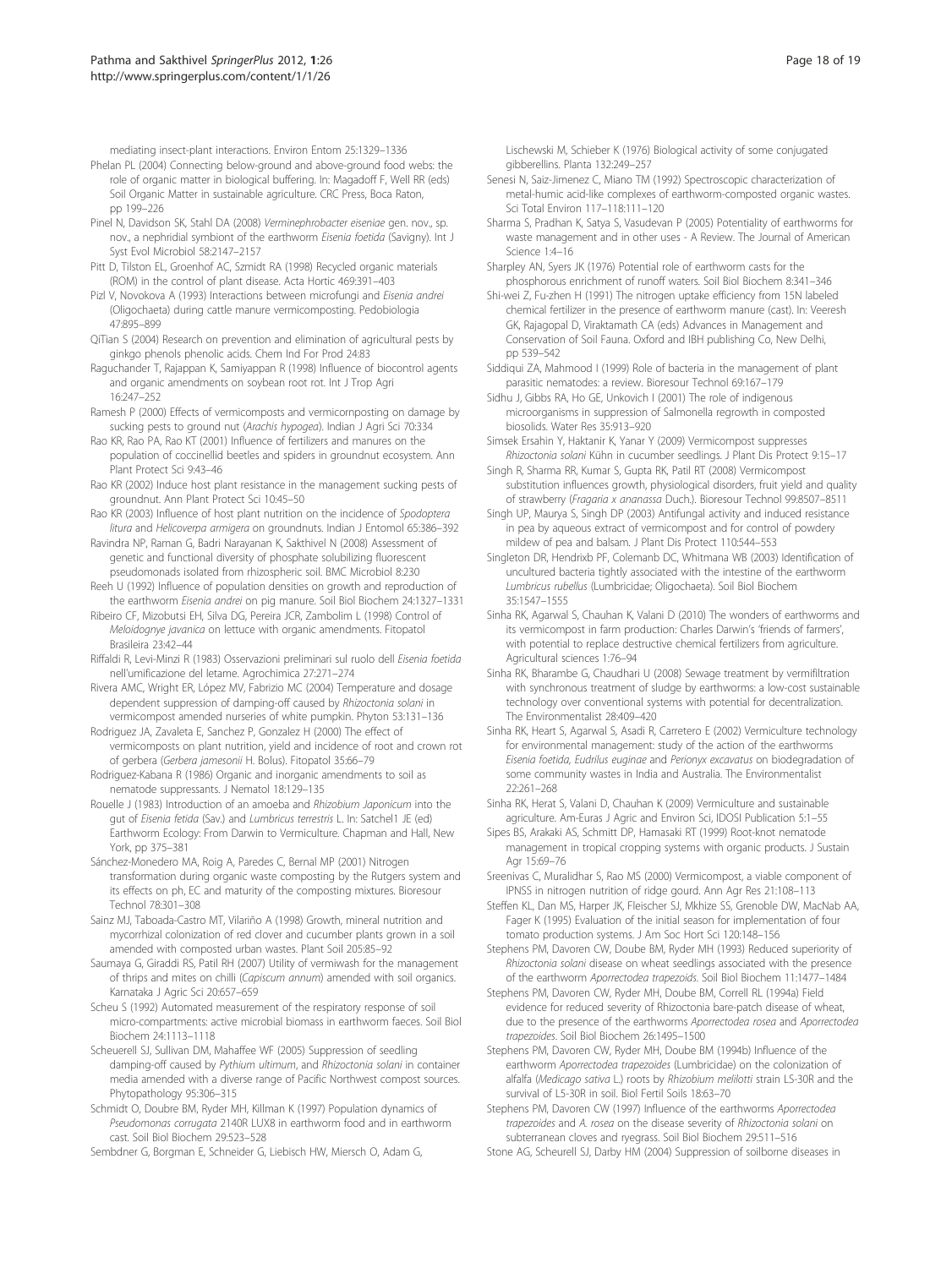mediating insect-plant interactions. Environ Entom 25:1329–1336

Phelan PL (2004) Connecting below-ground and above-ground food webs: the role of organic matter in biological buffering. In: Magadoff F, Well RR (eds) Soil Organic Matter in sustainable agriculture. CRC Press, Boca Raton, pp 199–226

Pinel N, Davidson SK, Stahl DA (2008) *Verminephrobacter eiseniae* gen. nov., sp. nov., a nephridial symbiont of the earthworm *Eisenia foetida* (Savigny). Int J Syst Evol Microbiol 58:2147–2157

Pitt D, Tilston EL, Groenhof AC, Szmidt RA (1998) Recycled organic materials (ROM) in the control of plant disease. Acta Hortic 469:391–403

Pizl V, Novokova A (1993) Interactions between microfungi and *Eisenia andrei* (Oligochaeta) during cattle manure vermicomposting. Pedobiologia 47:895–899

QiTian S (2004) Research on prevention and elimination of agricultural pests by ginkgo phenols phenolic acids. Chem Ind For Prod 24:83

Raguchander T, Rajappan K, Samiyappan R (1998) Influence of biocontrol agents and organic amendments on soybean root rot. Int J Trop Agri 16:247–252

Ramesh P (2000) Effects of vermicomposts and vermicornposting on damage by sucking pests to ground nut (*Arachis hypogea*). Indian J Agri Sci 70:334

Rao KR, Rao PA, Rao KT (2001) Influence of fertilizers and manures on the population of coccinellid beetles and spiders in groundnut ecosystem. Ann Plant Protect Sci 9:43–46

Rao KR (2002) Induce host plant resistance in the management sucking pests of groundnut. Ann Plant Protect Sci 10:45–50

Rao KR (2003) Influence of host plant nutrition on the incidence of *Spodoptera litura* and *Helicoverpa armigera* on groundnuts. Indian J Entomol 65:386–392

Ravindra NP, Raman G, Badri Narayanan K, Sakthivel N (2008) Assessment of genetic and functional diversity of phosphate solubilizing fluorescent pseudomonads isolated from rhizospheric soil. BMC Microbiol 8:230

Reeh U (1992) Influence of population densities on growth and reproduction of the earthworm *Eisenia andrei* on pig manure. Soil Biol Biochem 24:1327–1331

Ribeiro CF, Mizobutsi EH, Silva DG, Pereira JCR, Zambolim L (1998) Control of *Meloidognye javanica* on lettuce with organic amendments. Fitopatol Brasileira 23:42–44

Riffaldi R, Levi-Minzi R (1983) Osservazioni preliminari sul ruolo dell *Eisenia foetida* nell'umificazione del letame. Agrochimica 27:271–274

Rivera AMC, Wright ER, López MV, Fabrizio MC (2004) Temperature and dosage dependent suppression of damping-off caused by *Rhizoctonia solani* in vermicompost amended nurseries of white pumpkin. Phyton 53:131–136

Rodriguez JA, Zavaleta E, Sanchez P, Gonzalez H (2000) The effect of vermicomposts on plant nutrition, yield and incidence of root and crown rot of gerbera (*Gerbera jamesonii* H. Bolus). Fitopatol 35:66–79

Rodriguez-Kabana R (1986) Organic and inorganic amendments to soil as nematode suppressants. J Nematol 18:129–135

Rouelle J (1983) Introduction of an amoeba and *Rhizobium Japonicum* into the gut of *Eisenia fetida* (Sav.) and *Lumbricus terrestris* L. In: Satchel1 JE (ed) Earthworm Ecology: From Darwin to Vermiculture. Chapman and Hall, New York, pp 375–381

Sánchez-Monedero MA, Roig A, Paredes C, Bernal MP (2001) Nitrogen transformation during organic waste composting by the Rutgers system and its effects on ph, EC and maturity of the composting mixtures. Bioresour Technol 78:301–308

Sainz MJ, Taboada-Castro MT, Vilariño A (1998) Growth, mineral nutrition and mycorrhizal colonization of red clover and cucumber plants grown in a soil amended with composted urban wastes. Plant Soil 205:85–92

Saumaya G, Giraddi RS, Patil RH (2007) Utility of vermiwash for the management of thrips and mites on chilli (*Capiscum annum*) amended with soil organics. Karnataka J Agric Sci 20:657–659

Scheu S (1992) Automated measurement of the respiratory response of soil micro-compartments: active microbial biomass in earthworm faeces. Soil Biol Biochem 24:1113–1118

Scheuerell SJ, Sullivan DM, Mahaffee WF (2005) Suppression of seedling damping-off caused by *Pythium ultimum*, and *Rhizoctonia solani* in container media amended with a diverse range of Pacific Northwest compost sources. Phytopathology 95:306–315

Schmidt O, Doubre BM, Ryder MH, Killman K (1997) Population dynamics of *Pseudomonas corrugata* 2140R LUX8 in earthworm food and in earthworm cast. Soil Biol Biochem 29:523–528

Sembdner G, Borgman E, Schneider G, Liebisch HW, Miersch O, Adam G, Lischewski M, Schieber K (1976) Biological activity of some conjugated gibberellins. Planta 132:249–257

Senesi N, Saiz-Jimenez C, Miano TM (1992) Spectroscopic characterization of metal-humic acid-like complexes of earthworm-composted organic wastes. Sci Total Environ 117–118:111–120

Sharma S, Pradhan K, Satya S, Vasudevan P (2005) Potentiality of earthworms for waste management and in other uses - A Review. The Journal of American Science 1:4–16

Sharpley AN, Syers JK (1976) Potential role of earthworm casts for the phosphorous enrichment of runoff waters. Soil Biol Biochem 8:341–346

Shi-wei Z, Fu-zhen H (1991) The nitrogen uptake efficiency from 15N labeled chemical fertilizer in the presence of earthworm manure (cast). In: Veeresh GK, Rajagopal D, Viraktamath CA (eds) Advances in Management and Conservation of Soil Fauna. Oxford and IBH publishing Co, New Delhi, pp 539–542

Siddiqui ZA, Mahmood I (1999) Role of bacteria in the management of plant parasitic nematodes: a review. Bioresour Technol 69:167–179

Sidhu J, Gibbs RA, Ho GE, Unkovich I (2001) The role of indigenous microorganisms in suppression of Salmonella regrowth in composted biosolids. Water Res 35:913–920

Simsek Ersahin Y, Haktanir K, Yanar Y (2009) Vermicompost suppresses *Rhizoctonia solani* Kühn in cucumber seedlings. J Plant Dis Protect 9:15–17

Singh R, Sharma RR, Kumar S, Gupta RK, Patil RT (2008) Vermicompost substitution influences growth, physiological disorders, fruit yield and quality of strawberry (*Fragaria x ananassa* Duch.). Bioresour Technol 99:8507–8511

Singh UP, Maurya S, Singh DP (2003) Antifungal activity and induced resistance in pea by aqueous extract of vermicompost and for control of powdery mildew of pea and balsam. J Plant Dis Protect 110:544–553

Singleton DR, Hendrixb PF, Colemanb DC, Whitmana WB (2003) Identification of uncultured bacteria tightly associated with the intestine of the earthworm *Lumbricus rubellus* (Lumbricidae; Oligochaeta). Soil Biol Biochem 35:1547–1555

Sinha RK, Agarwal S, Chauhan K, Valani D (2010) The wonders of earthworms and its vermicompost in farm production: Charles Darwin's 'friends of farmers', with potential to replace destructive chemical fertilizers from agriculture. Agricultural sciences 1:76–94

Sinha RK, Bharambe G, Chaudhari U (2008) Sewage treatment by vermifiltration with synchronous treatment of sludge by earthworms: a low-cost sustainable technology over conventional systems with potential for decentralization. The Environmentalist 28:409–420

Sinha RK, Heart S, Agarwal S, Asadi R, Carretero E (2002) Vermiculture technology for environmental management: study of the action of the earthworms *Eisenia foetida*, *Eudrilus euginae* and *Perionyx excavatus* on biodegradation of some community wastes in India and Australia. The Environmentalist 22:261–268

Sinha RK, Herat S, Valani D, Chauhan K (2009) Vermiculture and sustainable agriculture. Am-Euras J Agric and Environ Sci, IDOSI Publication 5:1–55

Sipes BS, Arakaki AS, Schmitt DP, Hamasaki RT (1999) Root-knot nematode management in tropical cropping systems with organic products. J Sustain Agr 15:69–76

Sreenivas C, Muralidhar S, Rao MS (2000) Vermicompost, a viable component of IPNSS in nitrogen nutrition of ridge gourd. Ann Agr Res 21:108–113

Steffen KL, Dan MS, Harper JK, Fleischer SJ, Mkhize SS, Grenoble DW, MacNab AA, Fager K (1995) Evaluation of the initial season for implementation of four tomato production systems. J Am Soc Hort Sci 120:148–156

Stephens PM, Davoren CW, Doube BM, Ryder MH (1993) Reduced superiority of *Rhizoctonia solani* disease on wheat seedlings associated with the presence of the earthworm *Aporrectodea trapezoids*. Soil Biol Biochem 11:1477–1484

Stephens PM, Davoren CW, Ryder MH, Doube BM, Correll RL (1994a) Field evidence for reduced severity of Rhizoctonia bare-patch disease of wheat, due to the presence of the earthworms *Aporrectodea rosea* and *Aporrectodea trapezoides*. Soil Biol Biochem 26:1495–1500

Stephens PM, Davoren CW, Ryder MH, Doube BM (1994b) Influence of the earthworm *Aporrectodea trapezoides* (Lumbricidae) on the colonization of alfalfa (*Medicago sativa* L.) roots by *Rhizobium melilotti* strain LS-30R and the survival of L5-30R in soil. Biol Fertil Soils 18:63–70

Stephens PM, Davoren CW (1997) Influence of the earthworms *Aporrectodea trapezoides* and *A. rosea* on the disease severity of *Rhizoctonia solani* on subterranean cloves and ryegrass. Soil Biol Biochem 29:511–516

Stone AG, Scheurell SJ, Darby HM (2004) Suppression of soilborne diseases in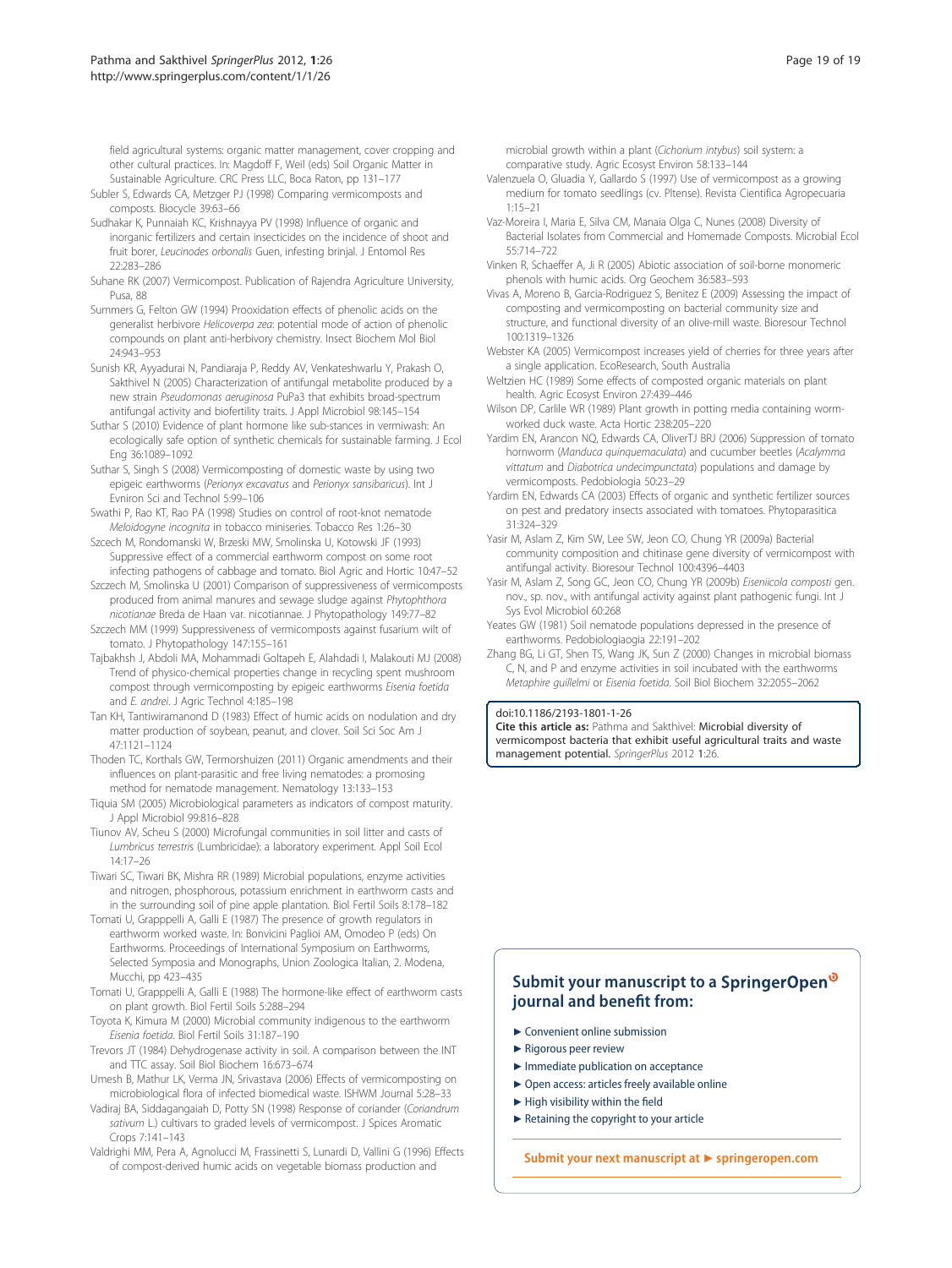field agricultural systems: organic matter management, cover cropping and other cultural practices. In: Magdoff F, Weil (eds) Soil Organic Matter in Sustainable Agriculture. CRC Press LLC, Boca Raton, pp 131–177

Subler S, Edwards CA, Metzger PJ (1998) Comparing vermicomposts and composts. Biocycle 39:63–66

Sudhakar K, Punnaiah KC, Krishnayya PV (1998) Influence of organic and inorganic fertilizers and certain insecticides on the incidence of shoot and fruit borer, *Leucinodes orbonalis* Guen, infesting brinjal. J Entomol Res 22:283–286

Suhane RK (2007) Vermicompost. Publication of Rajendra Agriculture University, Pusa, 88

Summers G, Felton GW (1994) Prooxidation effects of phenolic acids on the generalist herbivore *Helicoverpa zea*: potential mode of action of phenolic compounds on plant anti-herbivory chemistry. Insect Biochem Mol Biol 24:943–953

Sunish KR, Ayyadurai N, Pandiaraja P, Reddy AV, Venkateshwarlu Y, Prakash O, Sakthivel N (2005) Characterization of antifungal metabolite produced by a new strain *Pseudomonas aeruginosa* PuPa3 that exhibits broad-spectrum antifungal activity and biofertility traits. J Appl Microbiol 98:145–154

Suthar S (2010) Evidence of plant hormone like sub-stances in vermiwash: An ecologically safe option of synthetic chemicals for sustainable farming. J Ecol Eng 36:1089–1092

Suthar S, Singh S (2008) Vermicomposting of domestic waste by using two epigeic earthworms (*Perionyx excavatus* and *Perionyx sansibaricus*). Int J Evniron Sci and Technol 5:99–106

Swathi P, Rao KT, Rao PA (1998) Studies on control of root-knot nematode *Meloidogyne incognita* in tobacco miniseries. Tobacco Res 1:26–30

Szcech M, Rondomanski W, Brzeski MW, Smolinska U, Kotowski JF (1993) Suppressive effect of a commercial earthworm compost on some root infecting pathogens of cabbage and tomato. Biol Agric and Hortic 10:47–52

Szczech M, Smolinska U (2001) Comparison of suppressiveness of vermicomposts produced from animal manures and sewage sludge against *Phytophthora nicotianae* Breda de Haan var. nicotiannae. J Phytopathology 149:77–82

Szczech MM (1999) Suppressiveness of vermicomposts against fusarium wilt of tomato. J Phytopathology 147:155–161

Tajbakhsh J, Abdoli MA, Mohammadi Goltapeh E, Alahdadi I, Malakouti MJ (2008) Trend of physico-chemical properties change in recycling spent mushroom compost through vermicomposting by epigeic earthworms *Eisenia foetida* and *E. andrei*. J Agric Technol 4:185–198

Tan KH, Tantiwiramanond D (1983) Effect of humic acids on nodulation and dry matter production of soybean, peanut, and clover. Soil Sci Soc Am J 47:1121–1124

Thoden TC, Korthals GW, Termorshuizen (2011) Organic amendments and their influences on plant-parasitic and free living nematodes: a promosing method for nematode management. Nematology 13:133–153

Tiquia SM (2005) Microbiological parameters as indicators of compost maturity. J Appl Microbiol 99:816–828

Tiunov AV, Scheu S (2000) Microfungal communities in soil litter and casts of *Lumbricus terrestris* (Lumbricidae): a laboratory experiment. Appl Soil Ecol 14:17–26

Tiwari SC, Tiwari BK, Mishra RR (1989) Microbial populations, enzyme activities and nitrogen, phosphorous, potassium enrichment in earthworm casts and in the surrounding soil of pine apple plantation. Biol Fertil Soils 8:178–182

Tomati U, Grapppelli A, Galli E (1987) The presence of growth regulators in earthworm worked waste. In: Bonvicini Paglioi AM, Omodeo P (eds) On Earthworms. Proceedings of International Symposium on Earthworms, Selected Symposia and Monographs, Union Zoologica Italian, 2. Modena, Mucchi, pp 423–435

Tomati U, Grapppelli A, Galli E (1988) The hormone-like effect of earthworm casts on plant growth. Biol Fertil Soils 5:288–294

Toyota K, Kimura M (2000) Microbial community indigenous to the earthworm *Eisenia foetida*. Biol Fertil Soils 31:187–190

Trevors JT (1984) Dehydrogenase activity in soil. A comparison between the INT and TTC assay. Soil Biol Biochem 16:673–674

Umesh B, Mathur LK, Verma JN, Srivastava (2006) Effects of vermicomposting on microbiological flora of infected biomedical waste. ISHWM Journal 5:28–33

Vadiraj BA, Siddagangaiah D, Potty SN (1998) Response of coriander (*Coriandrum sativum* L.) cultivars to graded levels of vermicompost. J Spices Aromatic Crops 7:141–143

Valdrighi MM, Pera A, Agnolucci M, Frassinetti S, Lunardi D, Vallini G (1996) Effects of compost-derived humic acids on vegetable biomass production and microbial growth within a plant (*Cichorium intybus*) soil system: a comparative study. Agric Ecosyst Environ 58:133–144

Valenzuela O, Gluadia Y, Gallardo S (1997) Use of vermicompost as a growing medium for tomato seedlings (cv. Pltense). Revista Cientifica Agropecuaria 1:15–21

Vaz-Moreira I, Maria E, Silva CM, Manaia Olga C, Nunes (2008) Diversity of Bacterial Isolates from Commercial and Homemade Composts. Microbial Ecol 55:714–722

Vinken R, Schaeffer A, Ji R (2005) Abiotic association of soil-borne monomeric phenols with humic acids. Org Geochem 36:583–593

Vivas A, Moreno B, Garcia-Rodriguez S, Benitez E (2009) Assessing the impact of composting and vermicomposting on bacterial community size and structure, and functional diversity of an olive-mill waste. Bioresour Technol 100:1319–1326

Webster KA (2005) Vermicompost increases yield of cherries for three years after a single application. EcoResearch, South Australia

Weltzien HC (1989) Some effects of composted organic materials on plant health. Agric Ecosyst Environ 27:439–446

Wilson DP, Carlile WR (1989) Plant growth in potting media containing worm-worked duck waste. Acta Hortic 238:205–220

Yardim EN, Arancon NQ, Edwards CA, OliverTJ BRJ (2006) Suppression of tomato hornworm (*Manduca quinquemaculata*) and cucumber beetles (*Acalymma vittatum* and *Diabotrica undecimpunctata*) populations and damage by vermicomposts. Pedobiologia 50:23–29

Yardim EN, Edwards CA (2003) Effects of organic and synthetic fertilizer sources on pest and predatory insects associated with tomatoes. Phytoparasitica 31:324–329

Yasir M, Aslam Z, Kim SW, Lee SW, Jeon CO, Chung YR (2009a) Bacterial community composition and chitinase gene diversity of vermicompost with antifungal activity. Bioresour Technol 100:4396–4403

Yasir M, Aslam Z, Song GC, Jeon CO, Chung YR (2009b) *Eiseniicola composti* gen. nov., sp. nov., with antifungal activity against plant pathogenic fungi. Int J Sys Evol Microbiol 60:268

Yeates GW (1981) Soil nematode populations depressed in the presence of earthworms. Pedobiologiaogia 22:191–202

Zhang BG, Li GT, Shen TS, Wang JK, Sun Z (2000) Changes in microbial biomass C, N, and P and enzyme activities in soil incubated with the earthworms *Metaphire guillelmi* or *Eisenia foetida*. Soil Biol Biochem 32:2055–2062

doi:10.1186/2193-1801-1-26

**Cite this article as:** Pathma and Sakthivel: Microbial diversity of vermicompost bacteria that exhibit useful agricultural traits and waste management potential. *SpringerPlus* 2012 **1**:26.

## Submit your manuscript to a SpringerOpen journal and benefit from:

- ► Convenient online submission
- ► Rigorous peer review
- ► Immediate publication on acceptance
- ► Open access: articles freely available online
- ► High visibility within the field
- ► Retaining the copyright to your article

**Submit your next manuscript at ► springeropen.com**